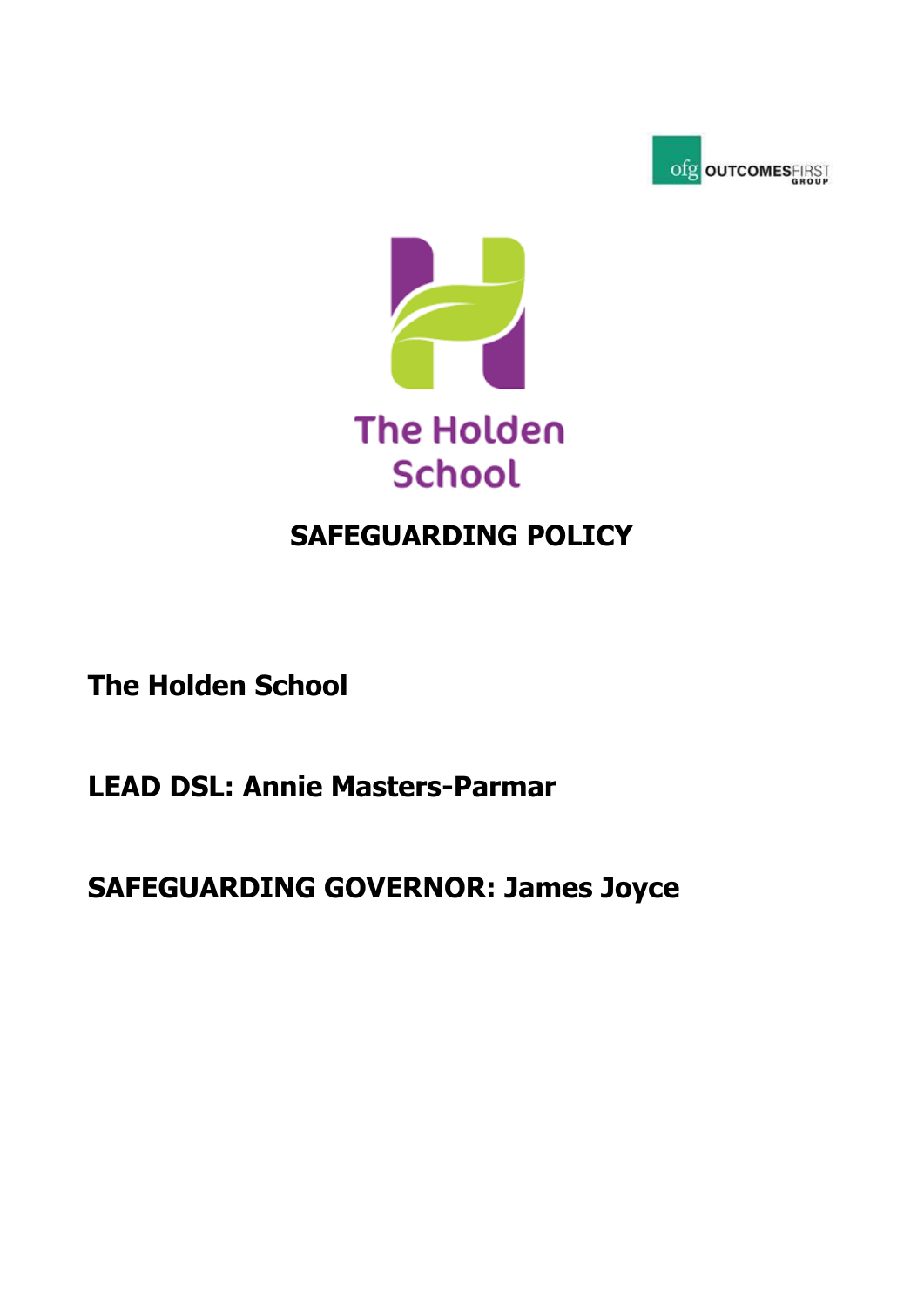ofg OUTCOMES FIRST GROUP

The Holden School

# SAFEGUARDING POLICY

**The Holden School**

**LEAD DSL: Annie Masters-Parmar**

**SAFEGUARDING GOVERNOR: James Joyce**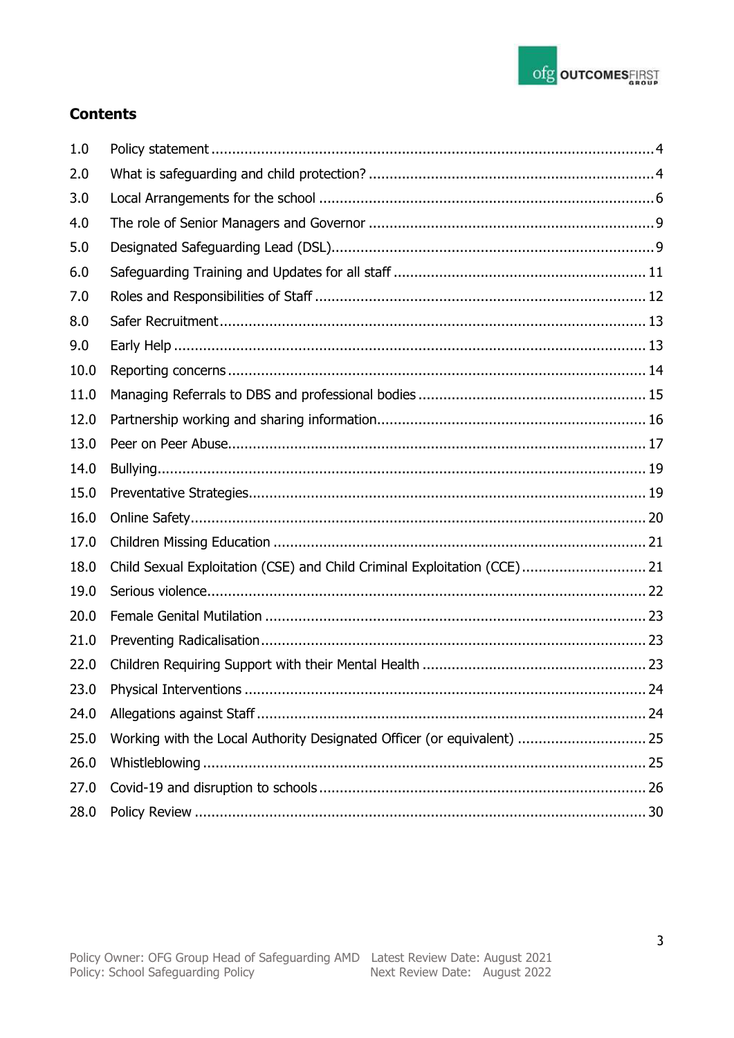## Contents

| | | |
|---|---|---|
| 1.0 | Policy statement | 4 |
| 2.0 | What is safeguarding and child protection? | 4 |
| 3.0 | Local Arrangements for the school | 6 |
| 4.0 | The role of Senior Managers and Governor | 9 |
| 5.0 | Designated Safeguarding Lead (DSL) | 9 |
| 6.0 | Safeguarding Training and Updates for all staff | 11 |
| 7.0 | Roles and Responsibilities of Staff | 12 |
| 8.0 | Safer Recruitment | 13 |
| 9.0 | Early Help | 13 |
| 10.0 | Reporting concerns | 14 |
| 11.0 | Managing Referrals to DBS and professional bodies | 15 |
| 12.0 | Partnership working and sharing information | 16 |
| 13.0 | Peer on Peer Abuse | 17 |
| 14.0 | Bullying | 19 |
| 15.0 | Preventative Strategies | 19 |
| 16.0 | Online Safety | 20 |
| 17.0 | Children Missing Education | 21 |
| 18.0 | Child Sexual Exploitation (CSE) and Child Criminal Exploitation (CCE) | 21 |
| 19.0 | Serious violence | 22 |
| 20.0 | Female Genital Mutilation | 23 |
| 21.0 | Preventing Radicalisation | 23 |
| 22.0 | Children Requiring Support with their Mental Health | 23 |
| 23.0 | Physical Interventions | 24 |
| 24.0 | Allegations against Staff | 24 |
| 25.0 | Working with the Local Authority Designated Officer (or equivalent) | 25 |
| 26.0 | Whistleblowing | 25 |
| 27.0 | Covid-19 and disruption to schools | 26 |
| 28.0 | Policy Review | 30 |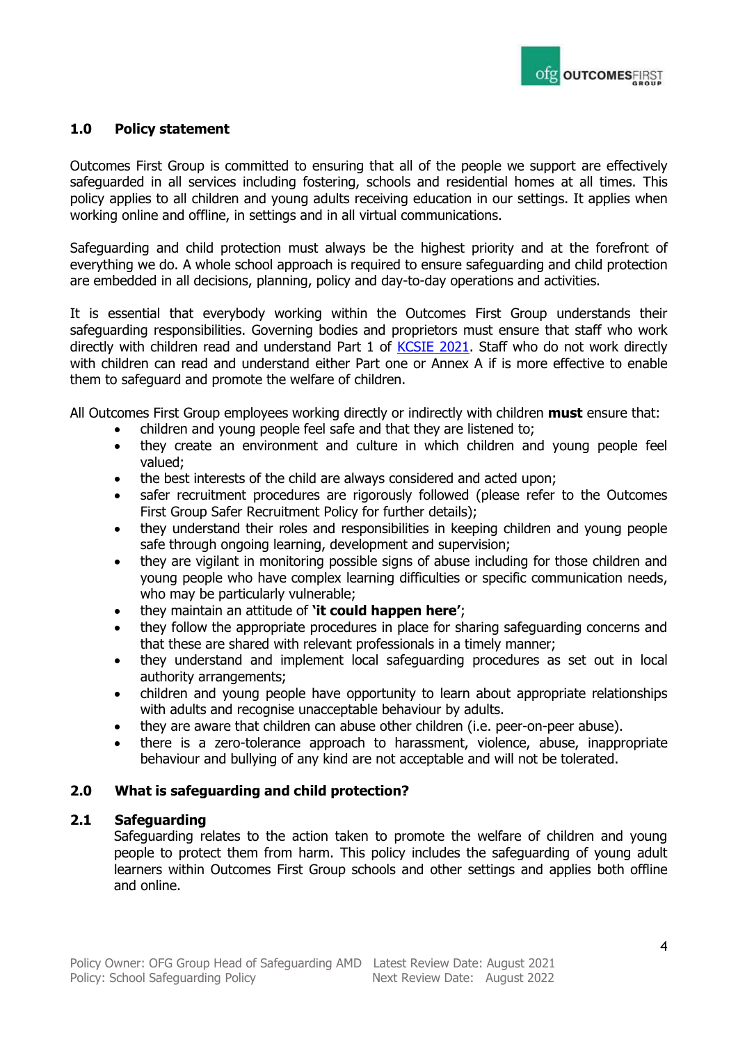## 1.0 Policy statement

Outcomes First Group is committed to ensuring that all of the people we support are effectively safeguarded in all services including fostering, schools and residential homes at all times. This policy applies to all children and young adults receiving education in our settings. It applies when working online and offline, in settings and in all virtual communications.

Safeguarding and child protection must always be the highest priority and at the forefront of everything we do. A whole school approach is required to ensure safeguarding and child protection are embedded in all decisions, planning, policy and day-to-day operations and activities.

It is essential that everybody working within the Outcomes First Group understands their safeguarding responsibilities. Governing bodies and proprietors must ensure that staff who work directly with children read and understand Part 1 of [KCSIE 2021](). Staff who do not work directly with children can read and understand either Part one or Annex A if is more effective to enable them to safeguard and promote the welfare of children.

All Outcomes First Group employees working directly or indirectly with children **must** ensure that:

- children and young people feel safe and that they are listened to;
- they create an environment and culture in which children and young people feel valued;
- the best interests of the child are always considered and acted upon;
- safer recruitment procedures are rigorously followed (please refer to the Outcomes First Group Safer Recruitment Policy for further details);
- they understand their roles and responsibilities in keeping children and young people safe through ongoing learning, development and supervision;
- they are vigilant in monitoring possible signs of abuse including for those children and young people who have complex learning difficulties or specific communication needs, who may be particularly vulnerable;
- they maintain an attitude of **'it could happen here'**;
- they follow the appropriate procedures in place for sharing safeguarding concerns and that these are shared with relevant professionals in a timely manner;
- they understand and implement local safeguarding procedures as set out in local authority arrangements;
- children and young people have opportunity to learn about appropriate relationships with adults and recognise unacceptable behaviour by adults.
- they are aware that children can abuse other children (i.e. peer-on-peer abuse).
- there is a zero-tolerance approach to harassment, violence, abuse, inappropriate behaviour and bullying of any kind are not acceptable and will not be tolerated.

## 2.0 What is safeguarding and child protection?

### 2.1 Safeguarding

Safeguarding relates to the action taken to promote the welfare of children and young people to protect them from harm. This policy includes the safeguarding of young adult learners within Outcomes First Group schools and other settings and applies both offline and online.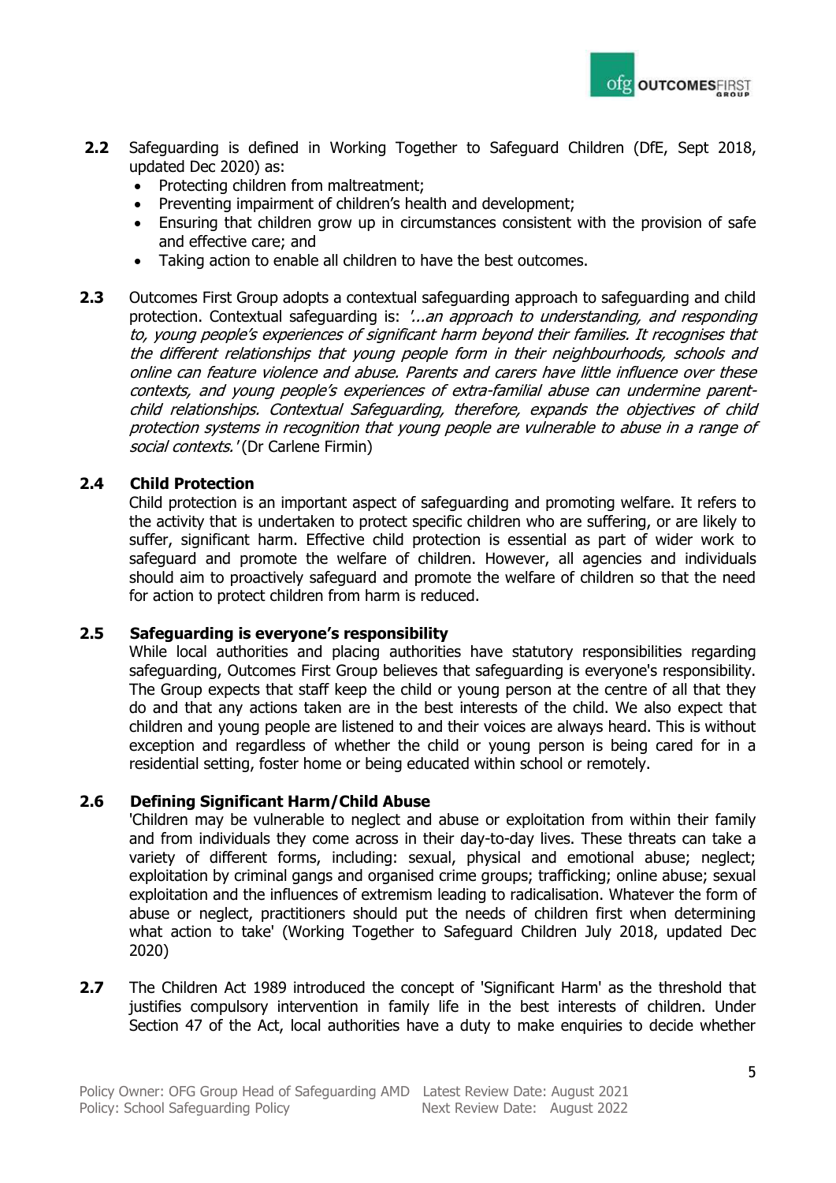**2.2** Safeguarding is defined in Working Together to Safeguard Children (DfE, Sept 2018, updated Dec 2020) as:

- Protecting children from maltreatment;
- Preventing impairment of children's health and development;
- Ensuring that children grow up in circumstances consistent with the provision of safe and effective care; and
- Taking action to enable all children to have the best outcomes.

**2.3** Outcomes First Group adopts a contextual safeguarding approach to safeguarding and child protection. Contextual safeguarding is: *'...an approach to understanding, and responding to, young people's experiences of significant harm beyond their families. It recognises that the different relationships that young people form in their neighbourhoods, schools and online can feature violence and abuse. Parents and carers have little influence over these contexts, and young people's experiences of extra-familial abuse can undermine parent-child relationships. Contextual Safeguarding, therefore, expands the objectives of child protection systems in recognition that young people are vulnerable to abuse in a range of social contexts.'* (Dr Carlene Firmin)

### 2.4 Child Protection

Child protection is an important aspect of safeguarding and promoting welfare. It refers to the activity that is undertaken to protect specific children who are suffering, or are likely to suffer, significant harm. Effective child protection is essential as part of wider work to safeguard and promote the welfare of children. However, all agencies and individuals should aim to proactively safeguard and promote the welfare of children so that the need for action to protect children from harm is reduced.

### 2.5 Safeguarding is everyone's responsibility

While local authorities and placing authorities have statutory responsibilities regarding safeguarding, Outcomes First Group believes that safeguarding is everyone's responsibility. The Group expects that staff keep the child or young person at the centre of all that they do and that any actions taken are in the best interests of the child. We also expect that children and young people are listened to and their voices are always heard. This is without exception and regardless of whether the child or young person is being cared for in a residential setting, foster home or being educated within school or remotely.

### 2.6 Defining Significant Harm/Child Abuse

'Children may be vulnerable to neglect and abuse or exploitation from within their family and from individuals they come across in their day-to-day lives. These threats can take a variety of different forms, including: sexual, physical and emotional abuse; neglect; exploitation by criminal gangs and organised crime groups; trafficking; online abuse; sexual exploitation and the influences of extremism leading to radicalisation. Whatever the form of abuse or neglect, practitioners should put the needs of children first when determining what action to take' (Working Together to Safeguard Children July 2018, updated Dec 2020)

**2.7** The Children Act 1989 introduced the concept of 'Significant Harm' as the threshold that justifies compulsory intervention in family life in the best interests of children. Under Section 47 of the Act, local authorities have a duty to make enquiries to decide whether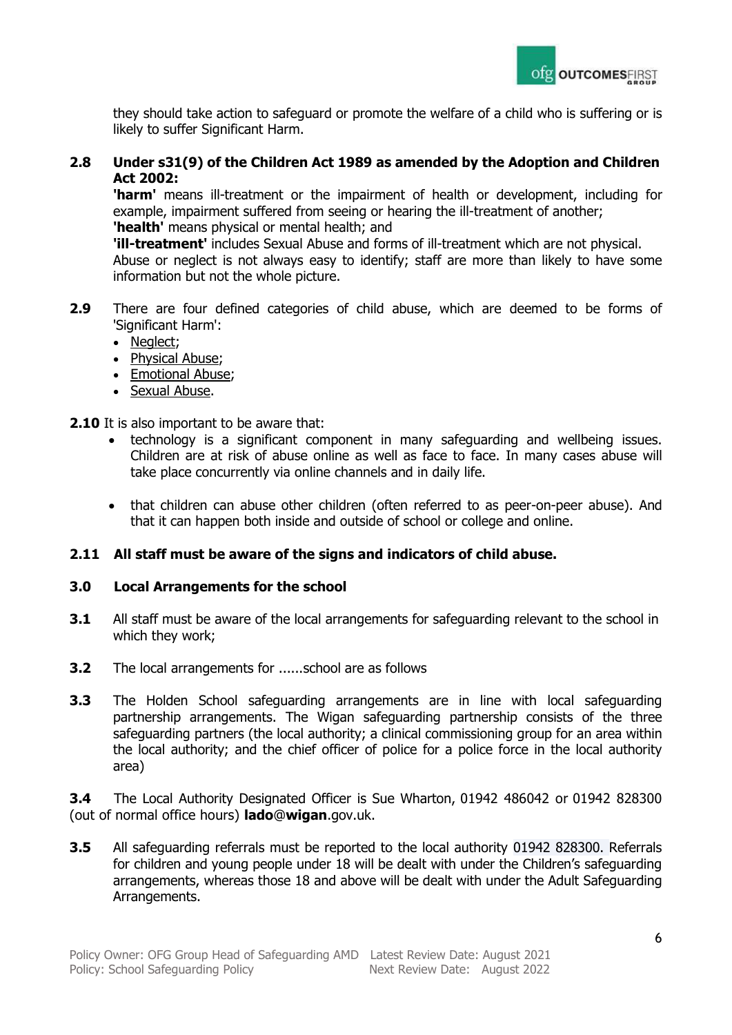they should take action to safeguard or promote the welfare of a child who is suffering or is likely to suffer Significant Harm.

**2.8 Under s31(9) of the Children Act 1989 as amended by the Adoption and Children Act 2002:**

**'harm'** means ill-treatment or the impairment of health or development, including for example, impairment suffered from seeing or hearing the ill-treatment of another;
**'health'** means physical or mental health; and
**'ill-treatment'** includes Sexual Abuse and forms of ill-treatment which are not physical.
Abuse or neglect is not always easy to identify; staff are more than likely to have some information but not the whole picture.

**2.9** There are four defined categories of child abuse, which are deemed to be forms of 'Significant Harm':

- Neglect;
- Physical Abuse;
- Emotional Abuse;
- Sexual Abuse.

**2.10** It is also important to be aware that:

- technology is a significant component in many safeguarding and wellbeing issues. Children are at risk of abuse online as well as face to face. In many cases abuse will take place concurrently via online channels and in daily life.
- that children can abuse other children (often referred to as peer-on-peer abuse). And that it can happen both inside and outside of school or college and online.

**2.11 All staff must be aware of the signs and indicators of child abuse.**

## 3.0 Local Arrangements for the school

**3.1** All staff must be aware of the local arrangements for safeguarding relevant to the school in which they work;

**3.2** The local arrangements for ......school are as follows

**3.3** The Holden School safeguarding arrangements are in line with local safeguarding partnership arrangements. The Wigan safeguarding partnership consists of the three safeguarding partners (the local authority; a clinical commissioning group for an area within the local authority; and the chief officer of police for a police force in the local authority area)

**3.4** The Local Authority Designated Officer is Sue Wharton, 01942 486042 or 01942 828300 (out of normal office hours) **lado**@**wigan**.gov.uk.

**3.5** All safeguarding referrals must be reported to the local authority 01942 828300. Referrals for children and young people under 18 will be dealt with under the Children's safeguarding arrangements, whereas those 18 and above will be dealt with under the Adult Safeguarding Arrangements.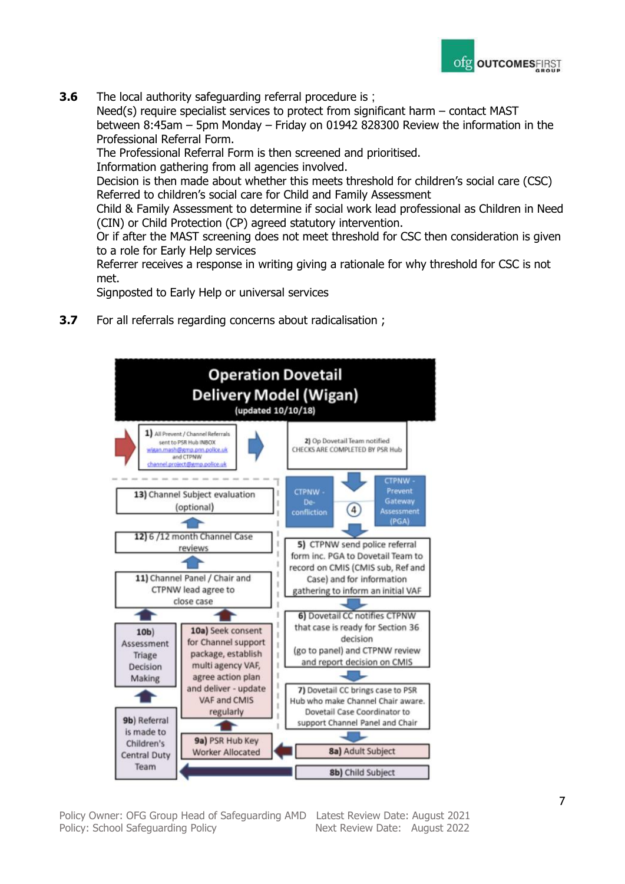**3.6** The local authority safeguarding referral procedure is ;
Need(s) require specialist services to protect from significant harm – contact MAST between 8:45am – 5pm Monday – Friday on 01942 828300 Review the information in the Professional Referral Form.
The Professional Referral Form is then screened and prioritised.
Information gathering from all agencies involved.
Decision is then made about whether this meets threshold for children's social care (CSC)
Referred to children's social care for Child and Family Assessment
Child & Family Assessment to determine if social work lead professional as Children in Need (CIN) or Child Protection (CP) agreed statutory intervention.
Or if after the MAST screening does not meet threshold for CSC then consideration is given to a role for Early Help services
Referrer receives a response in writing giving a rationale for why threshold for CSC is not met.
Signposted to Early Help or universal services

**3.7** For all referrals regarding concerns about radicalisation ;

**Operation Dovetail Delivery Model (Wigan)**
(updated 10/10/18)

1) All Prevent / Channel Referrals sent to PSR Hub INBOX wigan.mash@gmp.pnn.police.uk and CTPNW channel.project@gmp.police.uk

2) Op Dovetail Team notified CHECKS ARE COMPLETED BY PSR Hub

CTPNW - De-confliction

4

CTPNW - Prevent Gateway Assessment (PGA)

5) CTPNW send police referral form inc. PGA to Dovetail Team to record on CMIS (CMIS sub, Ref and Case) and for information gathering to inform an initial VAF

6) Dovetail CC notifies CTPNW that case is ready for Section 36 decision (go to panel) and CTPNW review and report decision on CMIS

7) Dovetail CC brings case to PSR Hub who make Channel Chair aware. Dovetail Case Coordinator to support Channel Panel and Chair

8a) Adult Subject

8b) Child Subject

9a) PSR Hub Key Worker Allocated

9b) Referral is made to Children's Central Duty Team

10a) Seek consent for Channel support package, establish multi agency VAF, agree action plan and deliver - update VAF and CMIS regularly

10b) Assessment Triage Decision Making

11) Channel Panel / Chair and CTPNW lead agree to close case

12) 6 /12 month Channel Case reviews

13) Channel Subject evaluation (optional)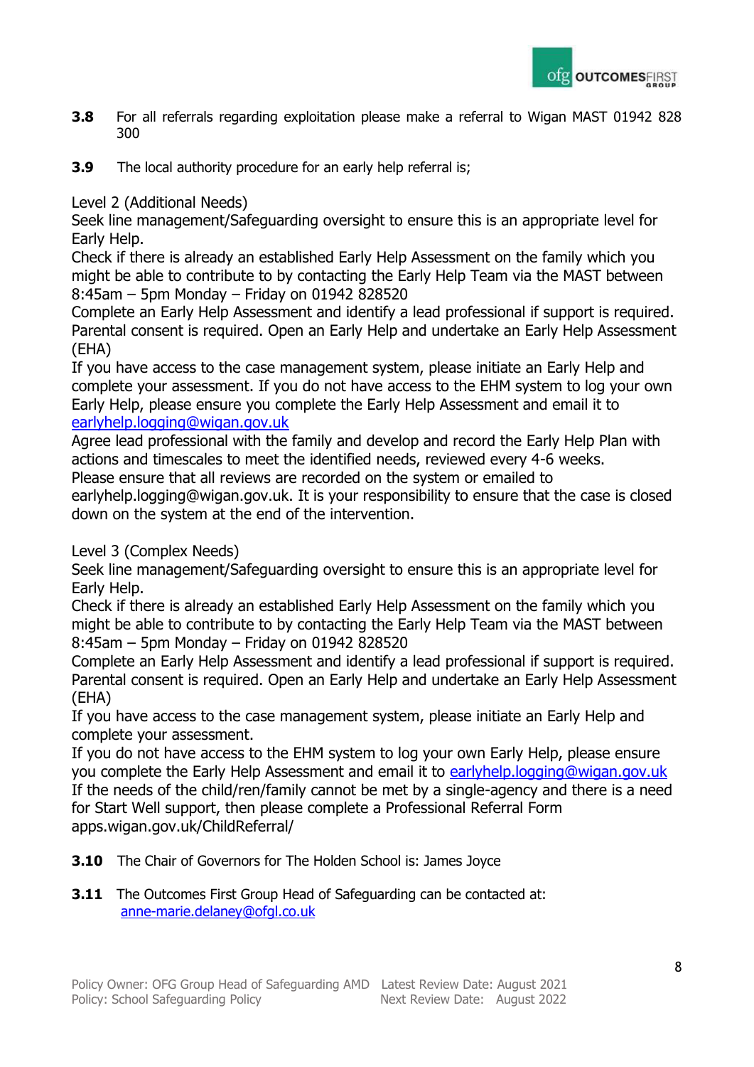**3.8** For all referrals regarding exploitation please make a referral to Wigan MAST 01942 828 300

**3.9** The local authority procedure for an early help referral is;

Level 2 (Additional Needs)
Seek line management/Safeguarding oversight to ensure this is an appropriate level for Early Help.
Check if there is already an established Early Help Assessment on the family which you might be able to contribute to by contacting the Early Help Team via the MAST between 8:45am – 5pm Monday – Friday on 01942 828520
Complete an Early Help Assessment and identify a lead professional if support is required. Parental consent is required. Open an Early Help and undertake an Early Help Assessment (EHA)
If you have access to the case management system, please initiate an Early Help and complete your assessment. If you do not have access to the EHM system to log your own Early Help, please ensure you complete the Early Help Assessment and email it to earlyhelp.logging@wigan.gov.uk
Agree lead professional with the family and develop and record the Early Help Plan with actions and timescales to meet the identified needs, reviewed every 4-6 weeks.
Please ensure that all reviews are recorded on the system or emailed to earlyhelp.logging@wigan.gov.uk. It is your responsibility to ensure that the case is closed down on the system at the end of the intervention.

Level 3 (Complex Needs)
Seek line management/Safeguarding oversight to ensure this is an appropriate level for Early Help.
Check if there is already an established Early Help Assessment on the family which you might be able to contribute to by contacting the Early Help Team via the MAST between 8:45am – 5pm Monday – Friday on 01942 828520
Complete an Early Help Assessment and identify a lead professional if support is required. Parental consent is required. Open an Early Help and undertake an Early Help Assessment (EHA)
If you have access to the case management system, please initiate an Early Help and complete your assessment.
If you do not have access to the EHM system to log your own Early Help, please ensure you complete the Early Help Assessment and email it to earlyhelp.logging@wigan.gov.uk
If the needs of the child/ren/family cannot be met by a single-agency and there is a need for Start Well support, then please complete a Professional Referral Form apps.wigan.gov.uk/ChildReferral/

**3.10** The Chair of Governors for The Holden School is: James Joyce

**3.11** The Outcomes First Group Head of Safeguarding can be contacted at: anne-marie.delaney@ofgl.co.uk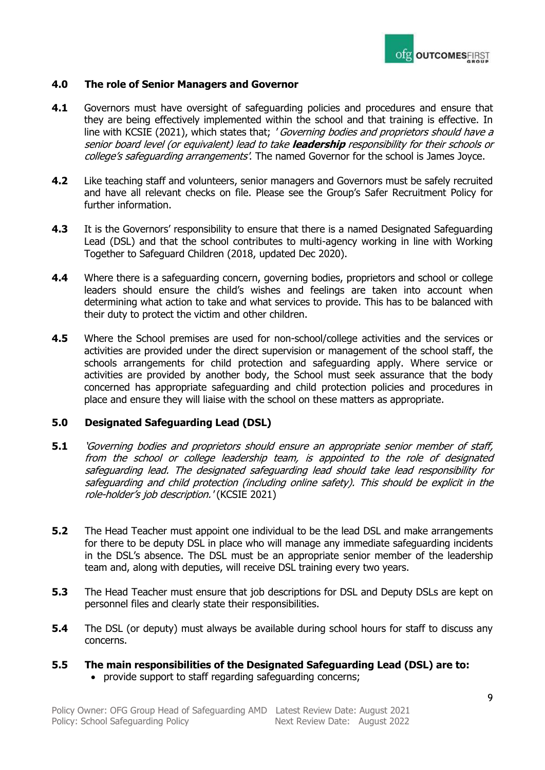## 4.0 The role of Senior Managers and Governor

**4.1** Governors must have oversight of safeguarding policies and procedures and ensure that they are being effectively implemented within the school and that training is effective. In line with KCSIE (2021), which states that; '*Governing bodies and proprietors should have a senior board level (or equivalent) lead to take **leadership** responsibility for their schools or college's safeguarding arrangements*'. The named Governor for the school is James Joyce.

**4.2** Like teaching staff and volunteers, senior managers and Governors must be safely recruited and have all relevant checks on file. Please see the Group's Safer Recruitment Policy for further information.

**4.3** It is the Governors' responsibility to ensure that there is a named Designated Safeguarding Lead (DSL) and that the school contributes to multi-agency working in line with Working Together to Safeguard Children (2018, updated Dec 2020).

**4.4** Where there is a safeguarding concern, governing bodies, proprietors and school or college leaders should ensure the child's wishes and feelings are taken into account when determining what action to take and what services to provide. This has to be balanced with their duty to protect the victim and other children.

**4.5** Where the School premises are used for non-school/college activities and the services or activities are provided under the direct supervision or management of the school staff, the schools arrangements for child protection and safeguarding apply. Where service or activities are provided by another body, the School must seek assurance that the body concerned has appropriate safeguarding and child protection policies and procedures in place and ensure they will liaise with the school on these matters as appropriate.

## 5.0 Designated Safeguarding Lead (DSL)

**5.1** *'Governing bodies and proprietors should ensure an appropriate senior member of staff, from the school or college leadership team, is appointed to the role of designated safeguarding lead. The designated safeguarding lead should take lead responsibility for safeguarding and child protection (including online safety). This should be explicit in the role-holder's job description.'* (KCSIE 2021)

**5.2** The Head Teacher must appoint one individual to be the lead DSL and make arrangements for there to be deputy DSL in place who will manage any immediate safeguarding incidents in the DSL's absence. The DSL must be an appropriate senior member of the leadership team and, along with deputies, will receive DSL training every two years.

**5.3** The Head Teacher must ensure that job descriptions for DSL and Deputy DSLs are kept on personnel files and clearly state their responsibilities.

**5.4** The DSL (or deputy) must always be available during school hours for staff to discuss any concerns.

**5.5 The main responsibilities of the Designated Safeguarding Lead (DSL) are to:**

- provide support to staff regarding safeguarding concerns;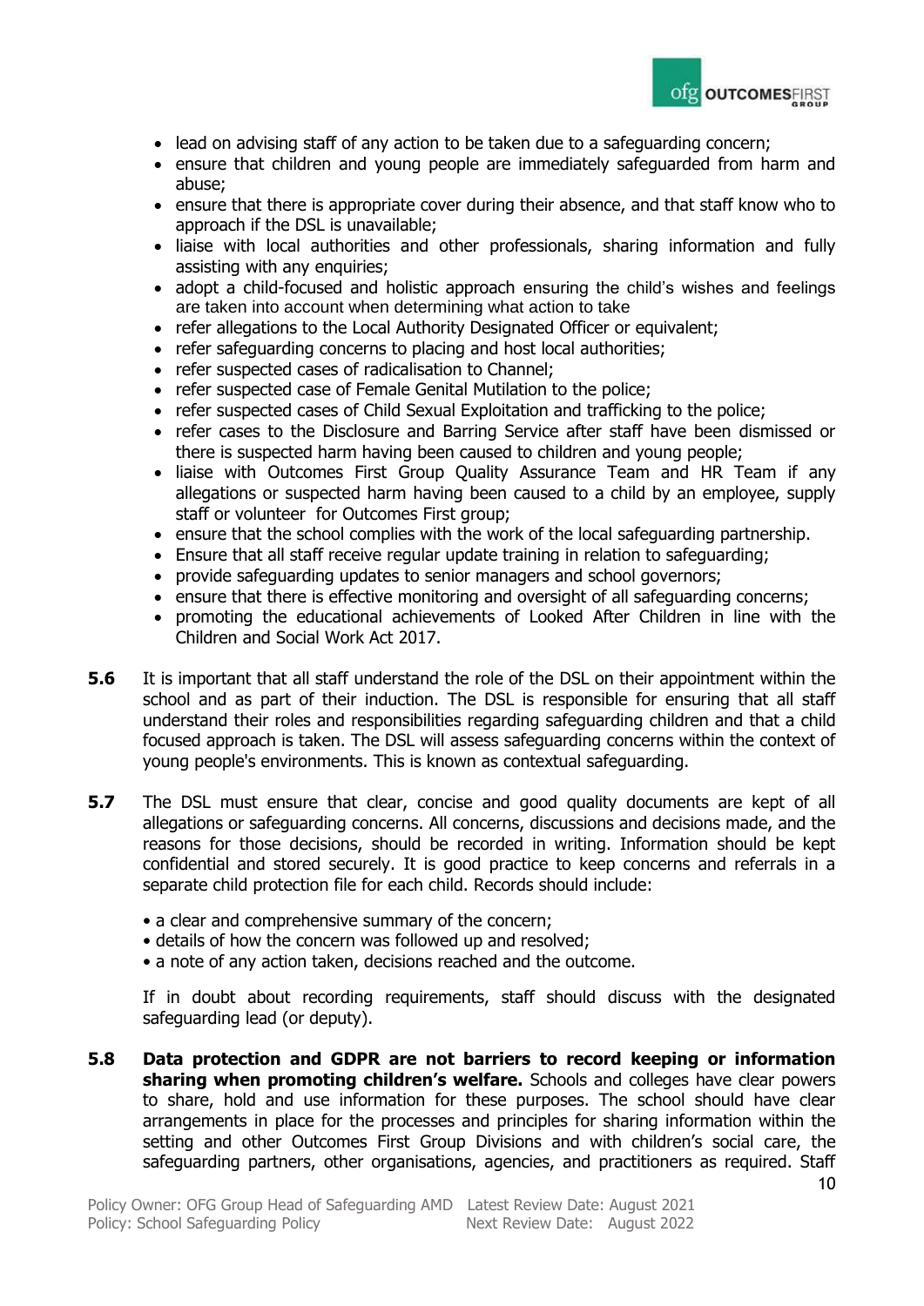- lead on advising staff of any action to be taken due to a safeguarding concern;
- ensure that children and young people are immediately safeguarded from harm and abuse;
- ensure that there is appropriate cover during their absence, and that staff know who to approach if the DSL is unavailable;
- liaise with local authorities and other professionals, sharing information and fully assisting with any enquiries;
- adopt a child-focused and holistic approach ensuring the child's wishes and feelings are taken into account when determining what action to take
- refer allegations to the Local Authority Designated Officer or equivalent;
- refer safeguarding concerns to placing and host local authorities;
- refer suspected cases of radicalisation to Channel;
- refer suspected case of Female Genital Mutilation to the police;
- refer suspected cases of Child Sexual Exploitation and trafficking to the police;
- refer cases to the Disclosure and Barring Service after staff have been dismissed or there is suspected harm having been caused to children and young people;
- liaise with Outcomes First Group Quality Assurance Team and HR Team if any allegations or suspected harm having been caused to a child by an employee, supply staff or volunteer for Outcomes First group;
- ensure that the school complies with the work of the local safeguarding partnership.
- Ensure that all staff receive regular update training in relation to safeguarding;
- provide safeguarding updates to senior managers and school governors;
- ensure that there is effective monitoring and oversight of all safeguarding concerns;
- promoting the educational achievements of Looked After Children in line with the Children and Social Work Act 2017.

**5.6** It is important that all staff understand the role of the DSL on their appointment within the school and as part of their induction. The DSL is responsible for ensuring that all staff understand their roles and responsibilities regarding safeguarding children and that a child focused approach is taken. The DSL will assess safeguarding concerns within the context of young people's environments. This is known as contextual safeguarding.

**5.7** The DSL must ensure that clear, concise and good quality documents are kept of all allegations or safeguarding concerns. All concerns, discussions and decisions made, and the reasons for those decisions, should be recorded in writing. Information should be kept confidential and stored securely. It is good practice to keep concerns and referrals in a separate child protection file for each child. Records should include:

- a clear and comprehensive summary of the concern;
- details of how the concern was followed up and resolved;
- a note of any action taken, decisions reached and the outcome.

If in doubt about recording requirements, staff should discuss with the designated safeguarding lead (or deputy).

**5.8** **Data protection and GDPR are not barriers to record keeping or information sharing when promoting children's welfare.** Schools and colleges have clear powers to share, hold and use information for these purposes. The school should have clear arrangements in place for the processes and principles for sharing information within the setting and other Outcomes First Group Divisions and with children's social care, the safeguarding partners, other organisations, agencies, and practitioners as required. Staff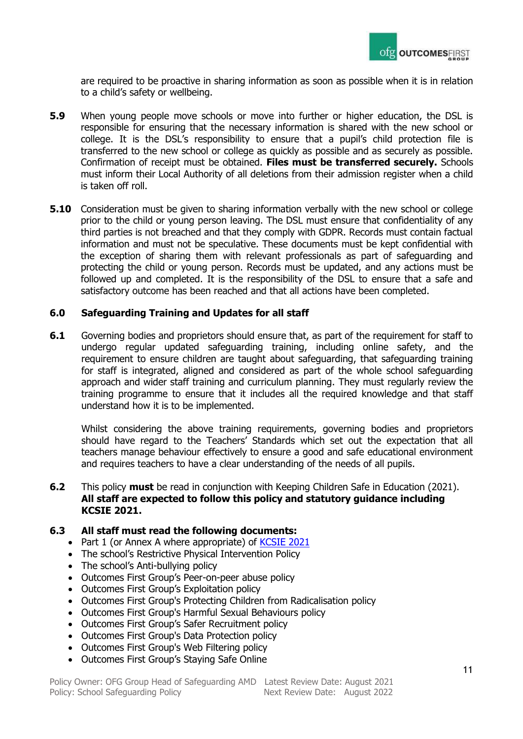are required to be proactive in sharing information as soon as possible when it is in relation to a child's safety or wellbeing.

**5.9** When young people move schools or move into further or higher education, the DSL is responsible for ensuring that the necessary information is shared with the new school or college. It is the DSL's responsibility to ensure that a pupil's child protection file is transferred to the new school or college as quickly as possible and as securely as possible. Confirmation of receipt must be obtained. **Files must be transferred securely.** Schools must inform their Local Authority of all deletions from their admission register when a child is taken off roll.

**5.10** Consideration must be given to sharing information verbally with the new school or college prior to the child or young person leaving. The DSL must ensure that confidentiality of any third parties is not breached and that they comply with GDPR. Records must contain factual information and must not be speculative. These documents must be kept confidential with the exception of sharing them with relevant professionals as part of safeguarding and protecting the child or young person. Records must be updated, and any actions must be followed up and completed. It is the responsibility of the DSL to ensure that a safe and satisfactory outcome has been reached and that all actions have been completed.

## 6.0 Safeguarding Training and Updates for all staff

**6.1** Governing bodies and proprietors should ensure that, as part of the requirement for staff to undergo regular updated safeguarding training, including online safety, and the requirement to ensure children are taught about safeguarding, that safeguarding training for staff is integrated, aligned and considered as part of the whole school safeguarding approach and wider staff training and curriculum planning. They must regularly review the training programme to ensure that it includes all the required knowledge and that staff understand how it is to be implemented.

Whilst considering the above training requirements, governing bodies and proprietors should have regard to the Teachers' Standards which set out the expectation that all teachers manage behaviour effectively to ensure a good and safe educational environment and requires teachers to have a clear understanding of the needs of all pupils.

**6.2** This policy **must** be read in conjunction with Keeping Children Safe in Education (2021). **All staff are expected to follow this policy and statutory guidance including KCSIE 2021.**

**6.3 All staff must read the following documents:**

- Part 1 (or Annex A where appropriate) of KCSIE 2021
- The school's Restrictive Physical Intervention Policy
- The school's Anti-bullying policy
- Outcomes First Group's Peer-on-peer abuse policy
- Outcomes First Group's Exploitation policy
- Outcomes First Group's Protecting Children from Radicalisation policy
- Outcomes First Group's Harmful Sexual Behaviours policy
- Outcomes First Group's Safer Recruitment policy
- Outcomes First Group's Data Protection policy
- Outcomes First Group's Web Filtering policy
- Outcomes First Group's Staying Safe Online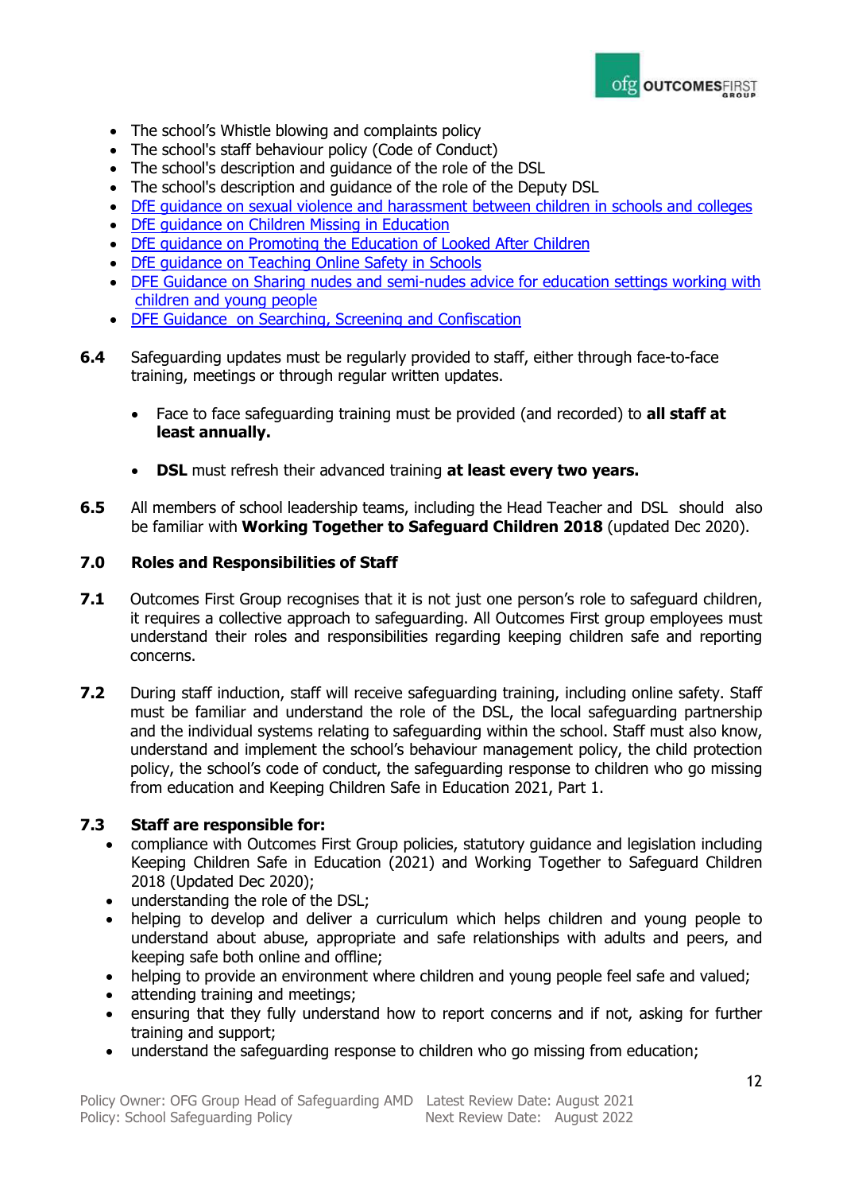- The school's Whistle blowing and complaints policy
- The school's staff behaviour policy (Code of Conduct)
- The school's description and guidance of the role of the DSL
- The school's description and guidance of the role of the Deputy DSL
- DfE guidance on sexual violence and harassment between children in schools and colleges
- DfE guidance on Children Missing in Education
- DfE guidance on Promoting the Education of Looked After Children
- DfE guidance on Teaching Online Safety in Schools
- DFE Guidance on Sharing nudes and semi-nudes advice for education settings working with children and young people
- DFE Guidance on Searching, Screening and Confiscation

**6.4** Safeguarding updates must be regularly provided to staff, either through face-to-face training, meetings or through regular written updates.

- Face to face safeguarding training must be provided (and recorded) to **all staff at least annually.**
- **DSL** must refresh their advanced training **at least every two years.**

**6.5** All members of school leadership teams, including the Head Teacher and DSL should also be familiar with **Working Together to Safeguard Children 2018** (updated Dec 2020).

## 7.0 Roles and Responsibilities of Staff

**7.1** Outcomes First Group recognises that it is not just one person's role to safeguard children, it requires a collective approach to safeguarding. All Outcomes First group employees must understand their roles and responsibilities regarding keeping children safe and reporting concerns.

**7.2** During staff induction, staff will receive safeguarding training, including online safety. Staff must be familiar and understand the role of the DSL, the local safeguarding partnership and the individual systems relating to safeguarding within the school. Staff must also know, understand and implement the school's behaviour management policy, the child protection policy, the school's code of conduct, the safeguarding response to children who go missing from education and Keeping Children Safe in Education 2021, Part 1.

**7.3 Staff are responsible for:**

- compliance with Outcomes First Group policies, statutory guidance and legislation including Keeping Children Safe in Education (2021) and Working Together to Safeguard Children 2018 (Updated Dec 2020);
- understanding the role of the DSL;
- helping to develop and deliver a curriculum which helps children and young people to understand about abuse, appropriate and safe relationships with adults and peers, and keeping safe both online and offline;
- helping to provide an environment where children and young people feel safe and valued;
- attending training and meetings;
- ensuring that they fully understand how to report concerns and if not, asking for further training and support;
- understand the safeguarding response to children who go missing from education;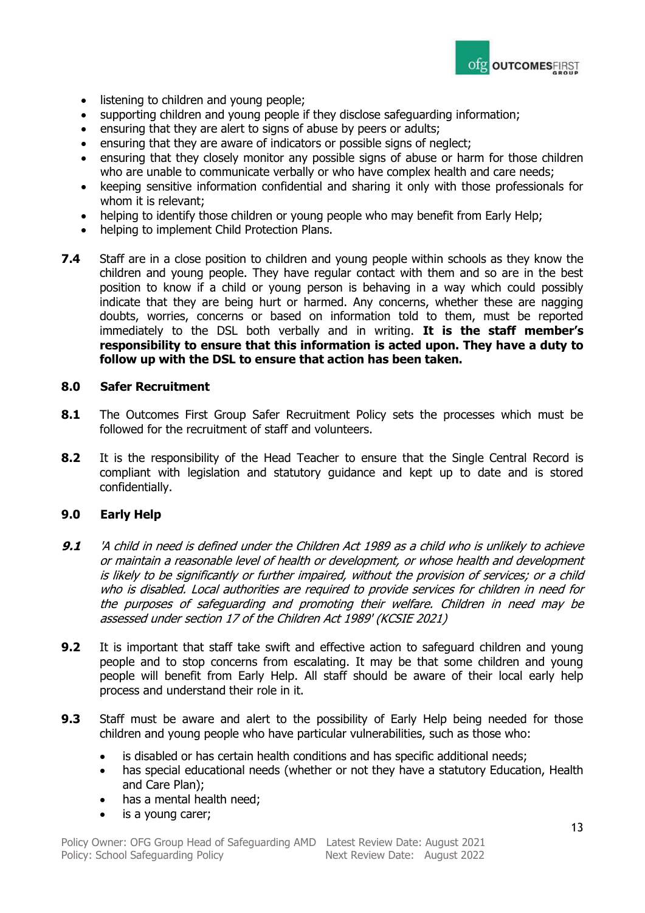- listening to children and young people;
- supporting children and young people if they disclose safeguarding information;
- ensuring that they are alert to signs of abuse by peers or adults;
- ensuring that they are aware of indicators or possible signs of neglect;
- ensuring that they closely monitor any possible signs of abuse or harm for those children who are unable to communicate verbally or who have complex health and care needs;
- keeping sensitive information confidential and sharing it only with those professionals for whom it is relevant;
- helping to identify those children or young people who may benefit from Early Help;
- helping to implement Child Protection Plans.

**7.4** Staff are in a close position to children and young people within schools as they know the children and young people. They have regular contact with them and so are in the best position to know if a child or young person is behaving in a way which could possibly indicate that they are being hurt or harmed. Any concerns, whether these are nagging doubts, worries, concerns or based on information told to them, must be reported immediately to the DSL both verbally and in writing. **It is the staff member's responsibility to ensure that this information is acted upon. They have a duty to follow up with the DSL to ensure that action has been taken.**

## 8.0 Safer Recruitment

**8.1** The Outcomes First Group Safer Recruitment Policy sets the processes which must be followed for the recruitment of staff and volunteers.

**8.2** It is the responsibility of the Head Teacher to ensure that the Single Central Record is compliant with legislation and statutory guidance and kept up to date and is stored confidentially.

## 9.0 Early Help

***9.1*** *'A child in need is defined under the Children Act 1989 as a child who is unlikely to achieve or maintain a reasonable level of health or development, or whose health and development is likely to be significantly or further impaired, without the provision of services; or a child who is disabled. Local authorities are required to provide services for children in need for the purposes of safeguarding and promoting their welfare. Children in need may be assessed under section 17 of the Children Act 1989' (KCSIE 2021)*

**9.2** It is important that staff take swift and effective action to safeguard children and young people and to stop concerns from escalating. It may be that some children and young people will benefit from Early Help. All staff should be aware of their local early help process and understand their role in it.

**9.3** Staff must be aware and alert to the possibility of Early Help being needed for those children and young people who have particular vulnerabilities, such as those who:

- is disabled or has certain health conditions and has specific additional needs;
- has special educational needs (whether or not they have a statutory Education, Health and Care Plan);
- has a mental health need;
- is a young carer;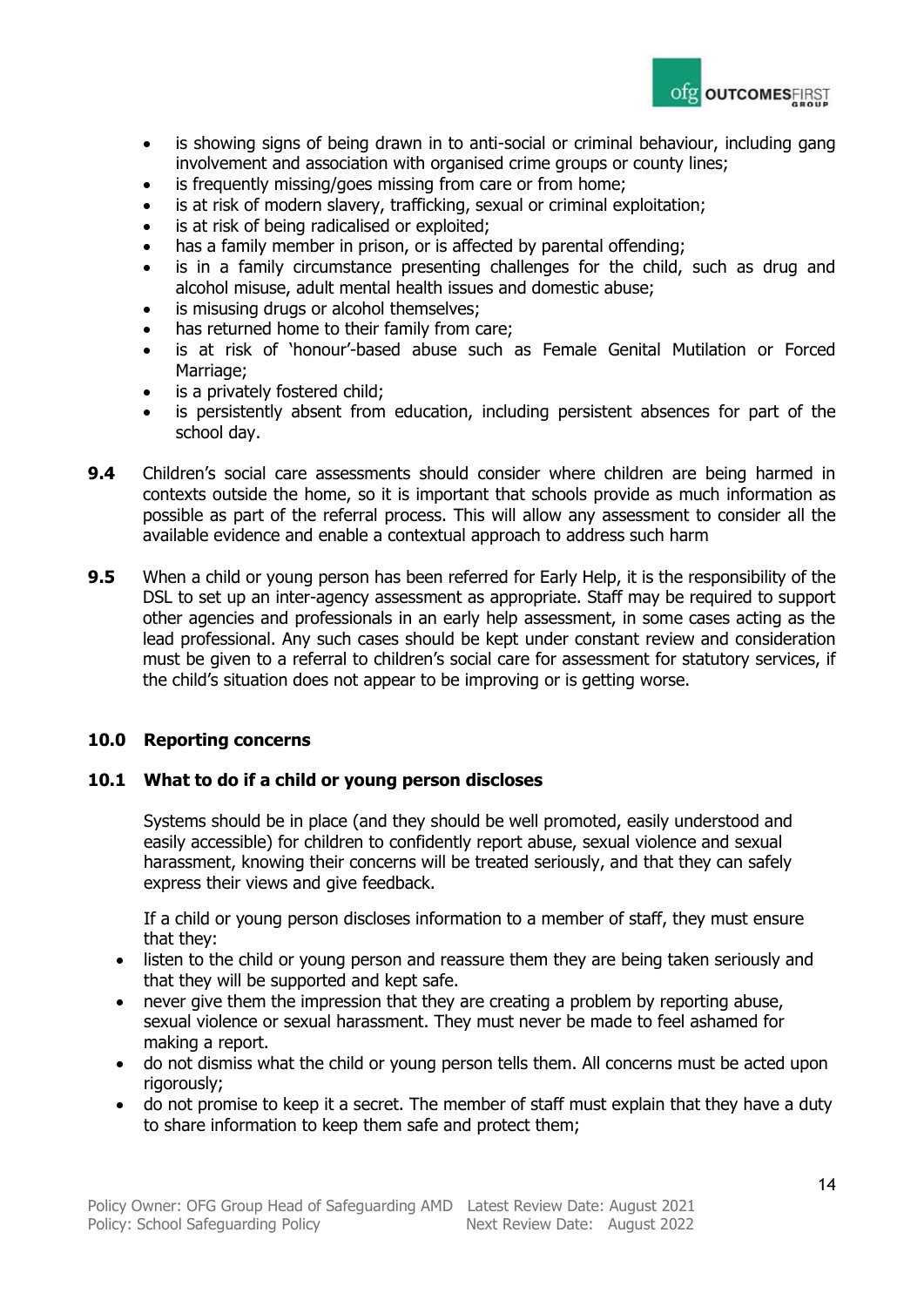- is showing signs of being drawn in to anti-social or criminal behaviour, including gang involvement and association with organised crime groups or county lines;
- is frequently missing/goes missing from care or from home;
- is at risk of modern slavery, trafficking, sexual or criminal exploitation;
- is at risk of being radicalised or exploited;
- has a family member in prison, or is affected by parental offending;
- is in a family circumstance presenting challenges for the child, such as drug and alcohol misuse, adult mental health issues and domestic abuse;
- is misusing drugs or alcohol themselves;
- has returned home to their family from care;
- is at risk of 'honour'-based abuse such as Female Genital Mutilation or Forced Marriage;
- is a privately fostered child;
- is persistently absent from education, including persistent absences for part of the school day.

**9.4** Children's social care assessments should consider where children are being harmed in contexts outside the home, so it is important that schools provide as much information as possible as part of the referral process. This will allow any assessment to consider all the available evidence and enable a contextual approach to address such harm

**9.5** When a child or young person has been referred for Early Help, it is the responsibility of the DSL to set up an inter-agency assessment as appropriate. Staff may be required to support other agencies and professionals in an early help assessment, in some cases acting as the lead professional. Any such cases should be kept under constant review and consideration must be given to a referral to children's social care for assessment for statutory services, if the child's situation does not appear to be improving or is getting worse.

## 10.0 Reporting concerns

### 10.1 What to do if a child or young person discloses

Systems should be in place (and they should be well promoted, easily understood and easily accessible) for children to confidently report abuse, sexual violence and sexual harassment, knowing their concerns will be treated seriously, and that they can safely express their views and give feedback.

If a child or young person discloses information to a member of staff, they must ensure that they:

- listen to the child or young person and reassure them they are being taken seriously and that they will be supported and kept safe.
- never give them the impression that they are creating a problem by reporting abuse, sexual violence or sexual harassment. They must never be made to feel ashamed for making a report.
- do not dismiss what the child or young person tells them. All concerns must be acted upon rigorously;
- do not promise to keep it a secret. The member of staff must explain that they have a duty to share information to keep them safe and protect them;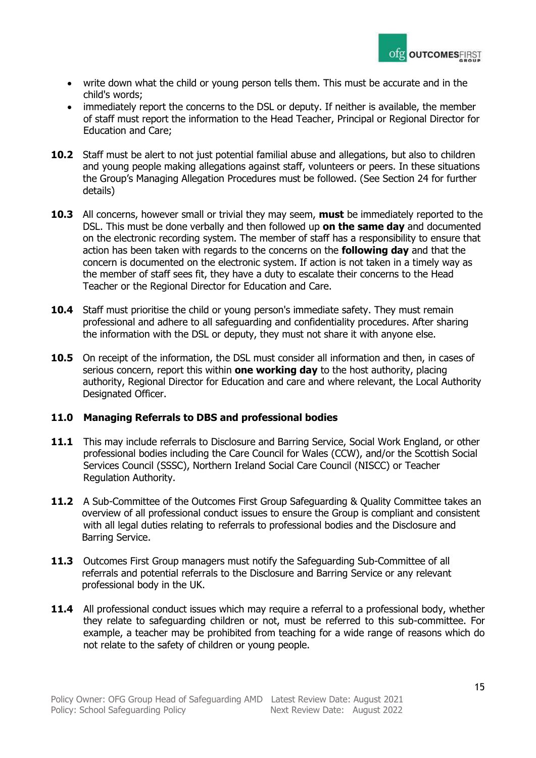- write down what the child or young person tells them. This must be accurate and in the child's words;
- immediately report the concerns to the DSL or deputy. If neither is available, the member of staff must report the information to the Head Teacher, Principal or Regional Director for Education and Care;

**10.2** Staff must be alert to not just potential familial abuse and allegations, but also to children and young people making allegations against staff, volunteers or peers. In these situations the Group's Managing Allegation Procedures must be followed. (See Section 24 for further details)

**10.3** All concerns, however small or trivial they may seem, **must** be immediately reported to the DSL. This must be done verbally and then followed up **on the same day** and documented on the electronic recording system. The member of staff has a responsibility to ensure that action has been taken with regards to the concerns on the **following day** and that the concern is documented on the electronic system. If action is not taken in a timely way as the member of staff sees fit, they have a duty to escalate their concerns to the Head Teacher or the Regional Director for Education and Care.

**10.4** Staff must prioritise the child or young person's immediate safety. They must remain professional and adhere to all safeguarding and confidentiality procedures. After sharing the information with the DSL or deputy, they must not share it with anyone else.

**10.5** On receipt of the information, the DSL must consider all information and then, in cases of serious concern, report this within **one working day** to the host authority, placing authority, Regional Director for Education and care and where relevant, the Local Authority Designated Officer.

## 11.0 Managing Referrals to DBS and professional bodies

**11.1** This may include referrals to Disclosure and Barring Service, Social Work England, or other professional bodies including the Care Council for Wales (CCW), and/or the Scottish Social Services Council (SSSC), Northern Ireland Social Care Council (NISCC) or Teacher Regulation Authority.

**11.2** A Sub-Committee of the Outcomes First Group Safeguarding & Quality Committee takes an overview of all professional conduct issues to ensure the Group is compliant and consistent with all legal duties relating to referrals to professional bodies and the Disclosure and Barring Service.

**11.3** Outcomes First Group managers must notify the Safeguarding Sub-Committee of all referrals and potential referrals to the Disclosure and Barring Service or any relevant professional body in the UK.

**11.4** All professional conduct issues which may require a referral to a professional body, whether they relate to safeguarding children or not, must be referred to this sub-committee. For example, a teacher may be prohibited from teaching for a wide range of reasons which do not relate to the safety of children or young people.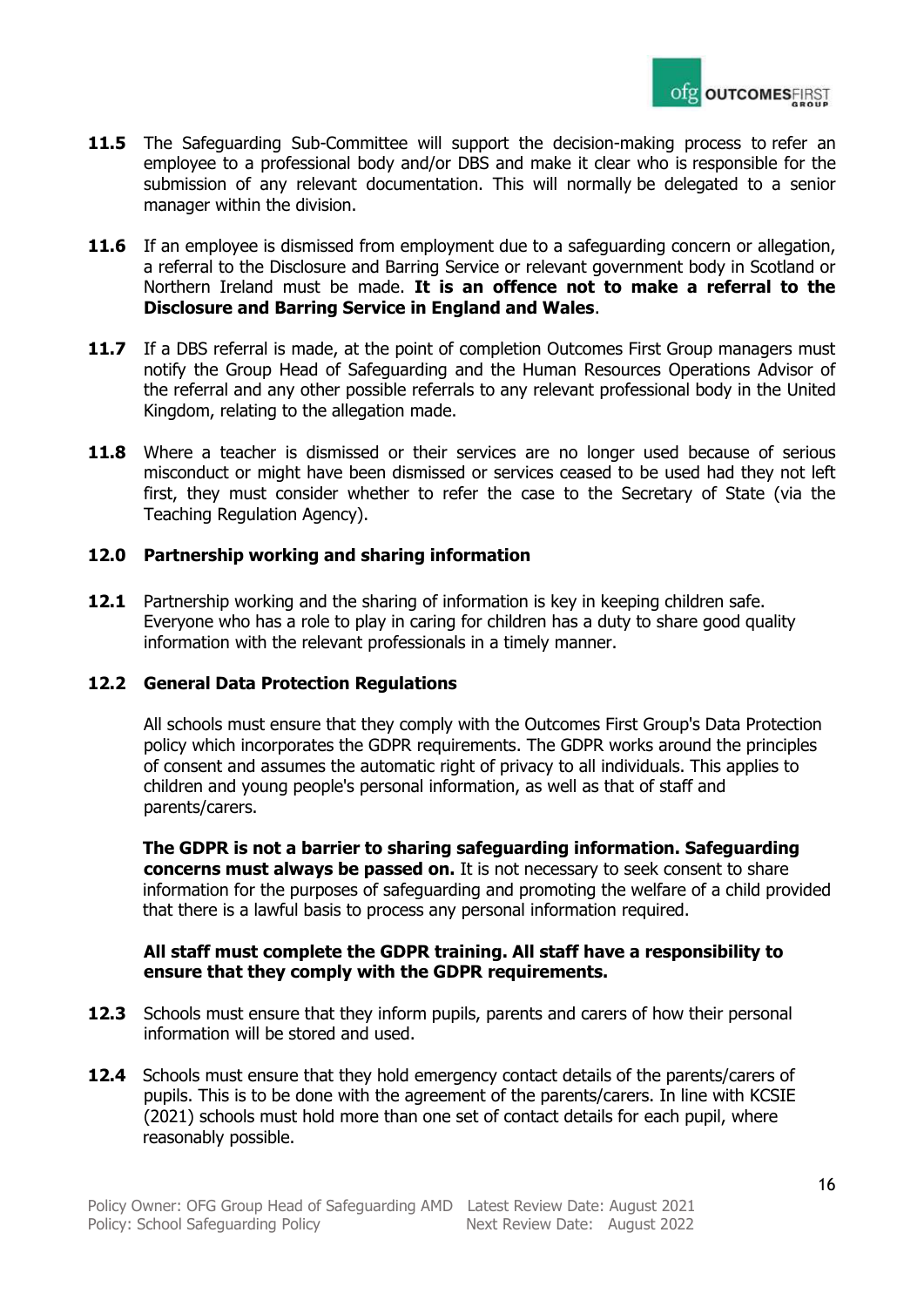**11.5** The Safeguarding Sub-Committee will support the decision-making process to refer an employee to a professional body and/or DBS and make it clear who is responsible for the submission of any relevant documentation. This will normally be delegated to a senior manager within the division.

**11.6** If an employee is dismissed from employment due to a safeguarding concern or allegation, a referral to the Disclosure and Barring Service or relevant government body in Scotland or Northern Ireland must be made. **It is an offence not to make a referral to the Disclosure and Barring Service in England and Wales**.

**11.7** If a DBS referral is made, at the point of completion Outcomes First Group managers must notify the Group Head of Safeguarding and the Human Resources Operations Advisor of the referral and any other possible referrals to any relevant professional body in the United Kingdom, relating to the allegation made.

**11.8** Where a teacher is dismissed or their services are no longer used because of serious misconduct or might have been dismissed or services ceased to be used had they not left first, they must consider whether to refer the case to the Secretary of State (via the Teaching Regulation Agency).

## 12.0 Partnership working and sharing information

**12.1** Partnership working and the sharing of information is key in keeping children safe. Everyone who has a role to play in caring for children has a duty to share good quality information with the relevant professionals in a timely manner.

### 12.2 General Data Protection Regulations

All schools must ensure that they comply with the Outcomes First Group's Data Protection policy which incorporates the GDPR requirements. The GDPR works around the principles of consent and assumes the automatic right of privacy to all individuals. This applies to children and young people's personal information, as well as that of staff and parents/carers.

**The GDPR is not a barrier to sharing safeguarding information. Safeguarding concerns must always be passed on.** It is not necessary to seek consent to share information for the purposes of safeguarding and promoting the welfare of a child provided that there is a lawful basis to process any personal information required.

**All staff must complete the GDPR training. All staff have a responsibility to ensure that they comply with the GDPR requirements.**

**12.3** Schools must ensure that they inform pupils, parents and carers of how their personal information will be stored and used.

**12.4** Schools must ensure that they hold emergency contact details of the parents/carers of pupils. This is to be done with the agreement of the parents/carers. In line with KCSIE (2021) schools must hold more than one set of contact details for each pupil, where reasonably possible.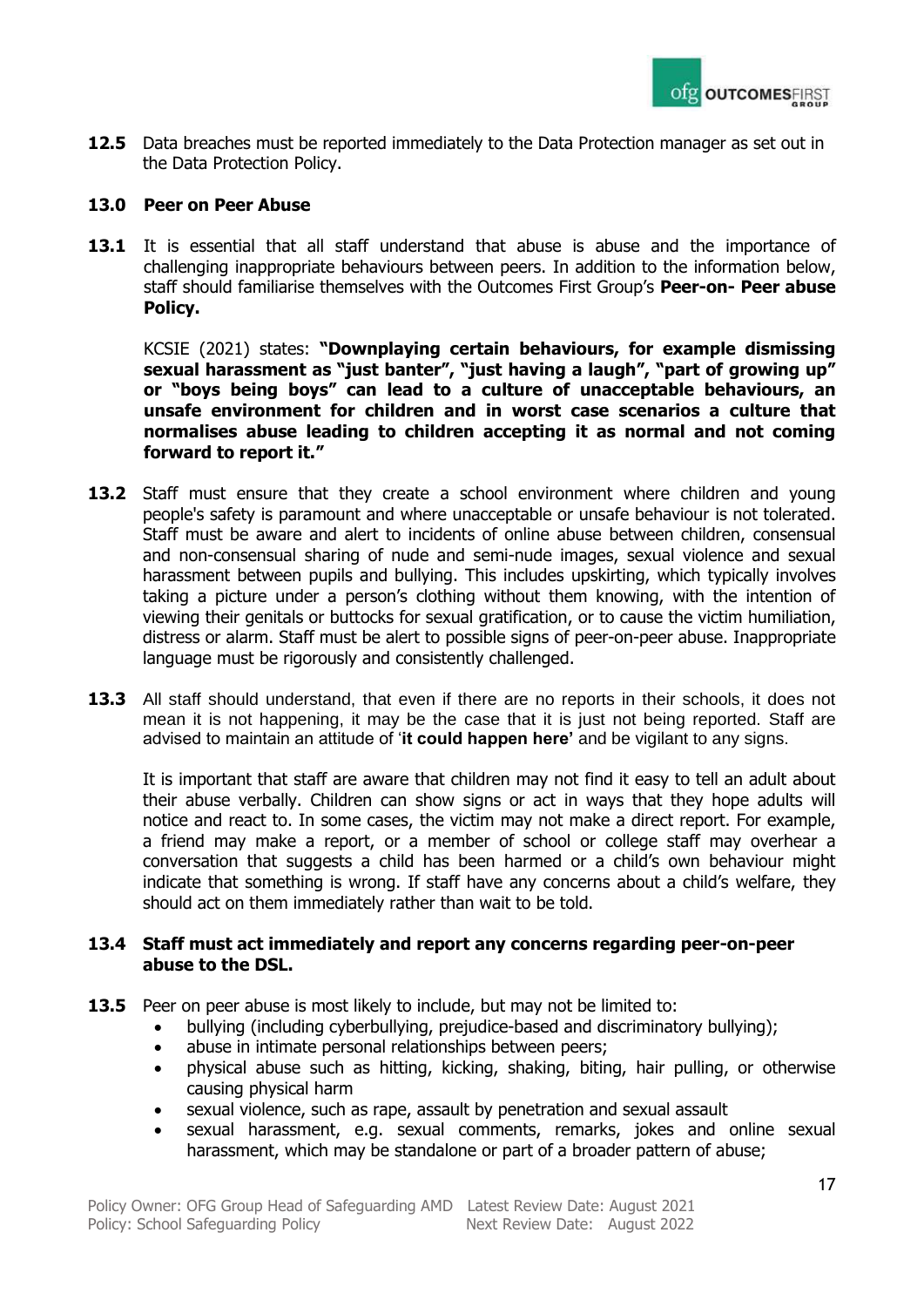**12.5** Data breaches must be reported immediately to the Data Protection manager as set out in the Data Protection Policy.

## 13.0 Peer on Peer Abuse

**13.1** It is essential that all staff understand that abuse is abuse and the importance of challenging inappropriate behaviours between peers. In addition to the information below, staff should familiarise themselves with the Outcomes First Group's **Peer-on- Peer abuse Policy.**

KCSIE (2021) states: **"Downplaying certain behaviours, for example dismissing sexual harassment as "just banter", "just having a laugh", "part of growing up" or "boys being boys" can lead to a culture of unacceptable behaviours, an unsafe environment for children and in worst case scenarios a culture that normalises abuse leading to children accepting it as normal and not coming forward to report it."**

**13.2** Staff must ensure that they create a school environment where children and young people's safety is paramount and where unacceptable or unsafe behaviour is not tolerated. Staff must be aware and alert to incidents of online abuse between children, consensual and non-consensual sharing of nude and semi-nude images, sexual violence and sexual harassment between pupils and bullying. This includes upskirting, which typically involves taking a picture under a person's clothing without them knowing, with the intention of viewing their genitals or buttocks for sexual gratification, or to cause the victim humiliation, distress or alarm. Staff must be alert to possible signs of peer-on-peer abuse. Inappropriate language must be rigorously and consistently challenged.

**13.3** All staff should understand, that even if there are no reports in their schools, it does not mean it is not happening, it may be the case that it is just not being reported. Staff are advised to maintain an attitude of '**it could happen here**' and be vigilant to any signs.

It is important that staff are aware that children may not find it easy to tell an adult about their abuse verbally. Children can show signs or act in ways that they hope adults will notice and react to. In some cases, the victim may not make a direct report. For example, a friend may make a report, or a member of school or college staff may overhear a conversation that suggests a child has been harmed or a child's own behaviour might indicate that something is wrong. If staff have any concerns about a child's welfare, they should act on them immediately rather than wait to be told.

**13.4 Staff must act immediately and report any concerns regarding peer-on-peer abuse to the DSL.**

**13.5** Peer on peer abuse is most likely to include, but may not be limited to:

- bullying (including cyberbullying, prejudice-based and discriminatory bullying);
- abuse in intimate personal relationships between peers;
- physical abuse such as hitting, kicking, shaking, biting, hair pulling, or otherwise causing physical harm
- sexual violence, such as rape, assault by penetration and sexual assault
- sexual harassment, e.g. sexual comments, remarks, jokes and online sexual harassment, which may be standalone or part of a broader pattern of abuse;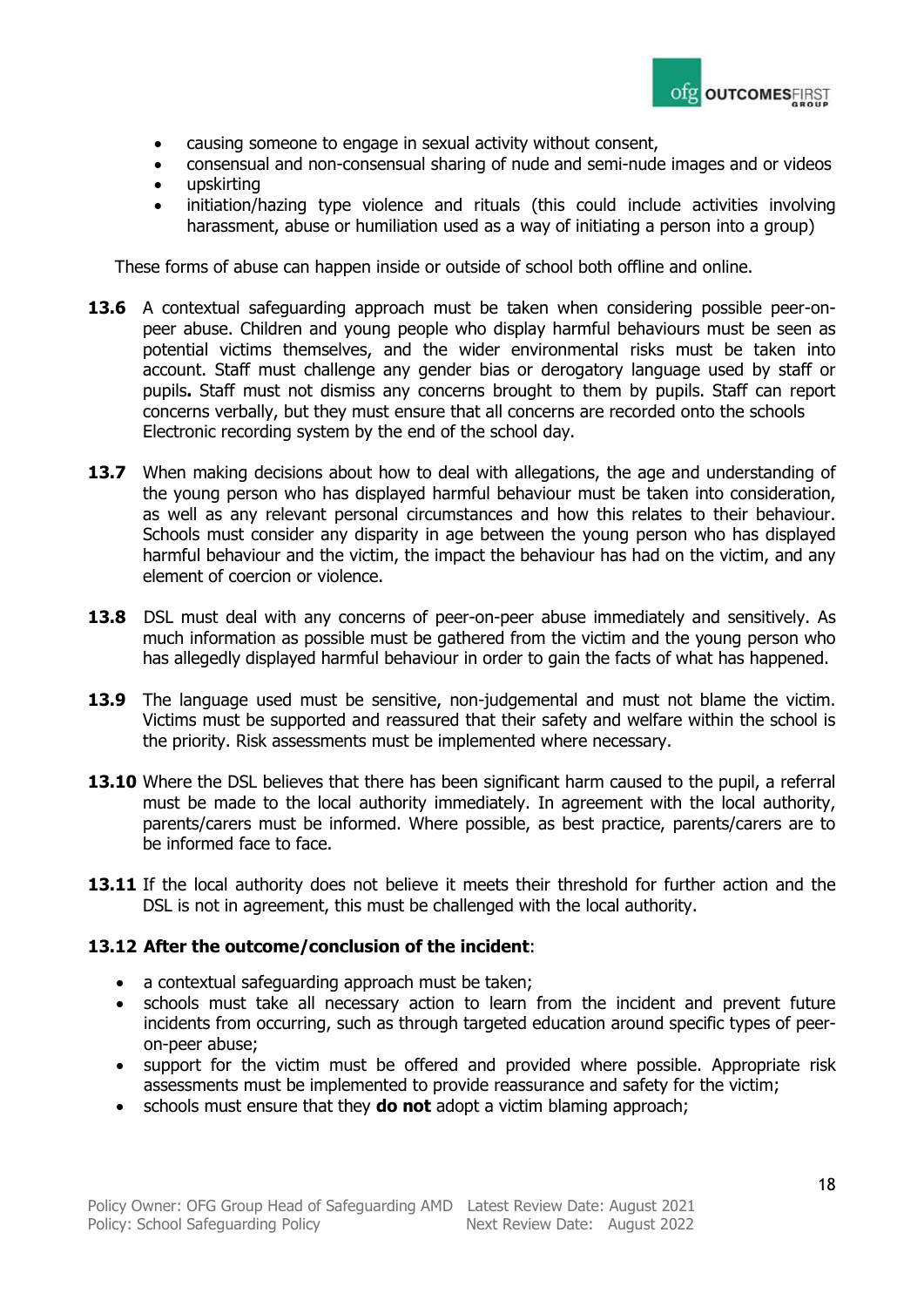- causing someone to engage in sexual activity without consent,
- consensual and non-consensual sharing of nude and semi-nude images and or videos
- upskirting
- initiation/hazing type violence and rituals (this could include activities involving harassment, abuse or humiliation used as a way of initiating a person into a group)

These forms of abuse can happen inside or outside of school both offline and online.

**13.6** A contextual safeguarding approach must be taken when considering possible peer-on-peer abuse. Children and young people who display harmful behaviours must be seen as potential victims themselves, and the wider environmental risks must be taken into account. Staff must challenge any gender bias or derogatory language used by staff or pupils**.** Staff must not dismiss any concerns brought to them by pupils. Staff can report concerns verbally, but they must ensure that all concerns are recorded onto the schools Electronic recording system by the end of the school day.

**13.7** When making decisions about how to deal with allegations, the age and understanding of the young person who has displayed harmful behaviour must be taken into consideration, as well as any relevant personal circumstances and how this relates to their behaviour. Schools must consider any disparity in age between the young person who has displayed harmful behaviour and the victim, the impact the behaviour has had on the victim, and any element of coercion or violence.

**13.8** DSL must deal with any concerns of peer-on-peer abuse immediately and sensitively. As much information as possible must be gathered from the victim and the young person who has allegedly displayed harmful behaviour in order to gain the facts of what has happened.

**13.9** The language used must be sensitive, non-judgemental and must not blame the victim. Victims must be supported and reassured that their safety and welfare within the school is the priority. Risk assessments must be implemented where necessary.

**13.10** Where the DSL believes that there has been significant harm caused to the pupil, a referral must be made to the local authority immediately. In agreement with the local authority, parents/carers must be informed. Where possible, as best practice, parents/carers are to be informed face to face.

**13.11** If the local authority does not believe it meets their threshold for further action and the DSL is not in agreement, this must be challenged with the local authority.

**13.12 After the outcome/conclusion of the incident**:

- a contextual safeguarding approach must be taken;
- schools must take all necessary action to learn from the incident and prevent future incidents from occurring, such as through targeted education around specific types of peer-on-peer abuse;
- support for the victim must be offered and provided where possible. Appropriate risk assessments must be implemented to provide reassurance and safety for the victim;
- schools must ensure that they **do not** adopt a victim blaming approach;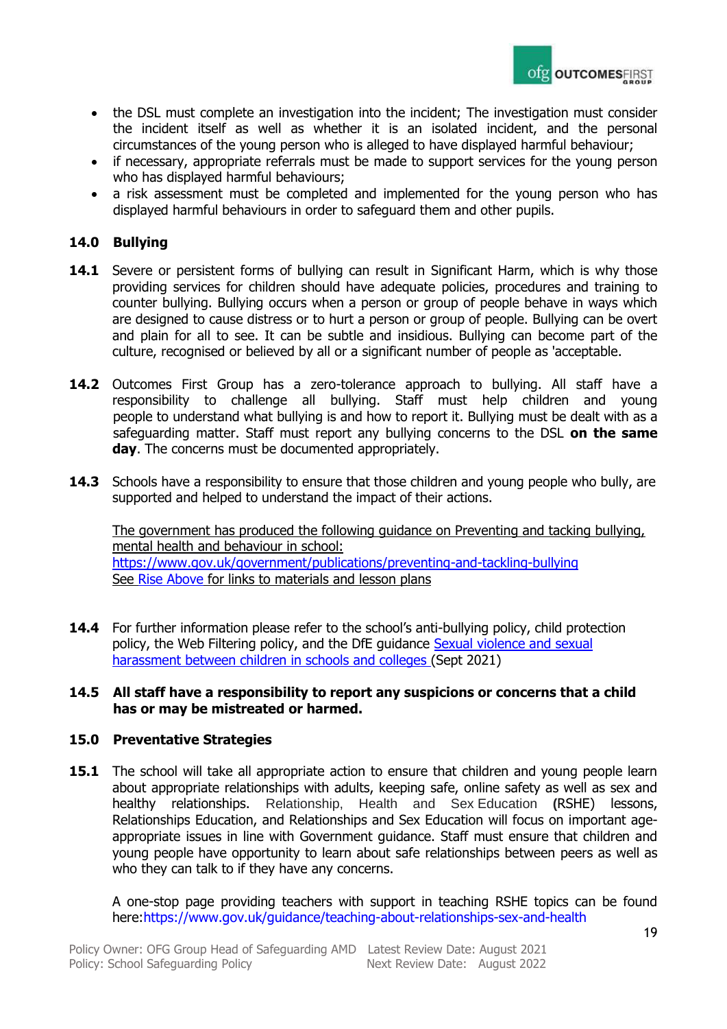- the DSL must complete an investigation into the incident; The investigation must consider the incident itself as well as whether it is an isolated incident, and the personal circumstances of the young person who is alleged to have displayed harmful behaviour;
- if necessary, appropriate referrals must be made to support services for the young person who has displayed harmful behaviours;
- a risk assessment must be completed and implemented for the young person who has displayed harmful behaviours in order to safeguard them and other pupils.

## 14.0 Bullying

**14.1** Severe or persistent forms of bullying can result in Significant Harm, which is why those providing services for children should have adequate policies, procedures and training to counter bullying. Bullying occurs when a person or group of people behave in ways which are designed to cause distress or to hurt a person or group of people. Bullying can be overt and plain for all to see. It can be subtle and insidious. Bullying can become part of the culture, recognised or believed by all or a significant number of people as 'acceptable.

**14.2** Outcomes First Group has a zero-tolerance approach to bullying. All staff have a responsibility to challenge all bullying. Staff must help children and young people to understand what bullying is and how to report it. Bullying must be dealt with as a safeguarding matter. Staff must report any bullying concerns to the DSL **on the same day**. The concerns must be documented appropriately.

**14.3** Schools have a responsibility to ensure that those children and young people who bully, are supported and helped to understand the impact of their actions.

The government has produced the following guidance on Preventing and tacking bullying, mental health and behaviour in school:
https://www.gov.uk/government/publications/preventing-and-tackling-bullying
See Rise Above for links to materials and lesson plans

**14.4** For further information please refer to the school's anti-bullying policy, child protection policy, the Web Filtering policy, and the DfE guidance Sexual violence and sexual harassment between children in schools and colleges (Sept 2021)

**14.5 All staff have a responsibility to report any suspicions or concerns that a child has or may be mistreated or harmed.**

## 15.0 Preventative Strategies

**15.1** The school will take all appropriate action to ensure that children and young people learn about appropriate relationships with adults, keeping safe, online safety as well as sex and healthy relationships. Relationship, Health and Sex Education (RSHE) lessons, Relationships Education, and Relationships and Sex Education will focus on important age-appropriate issues in line with Government guidance. Staff must ensure that children and young people have opportunity to learn about safe relationships between peers as well as who they can talk to if they have any concerns.

A one-stop page providing teachers with support in teaching RSHE topics can be found here:https://www.gov.uk/guidance/teaching-about-relationships-sex-and-health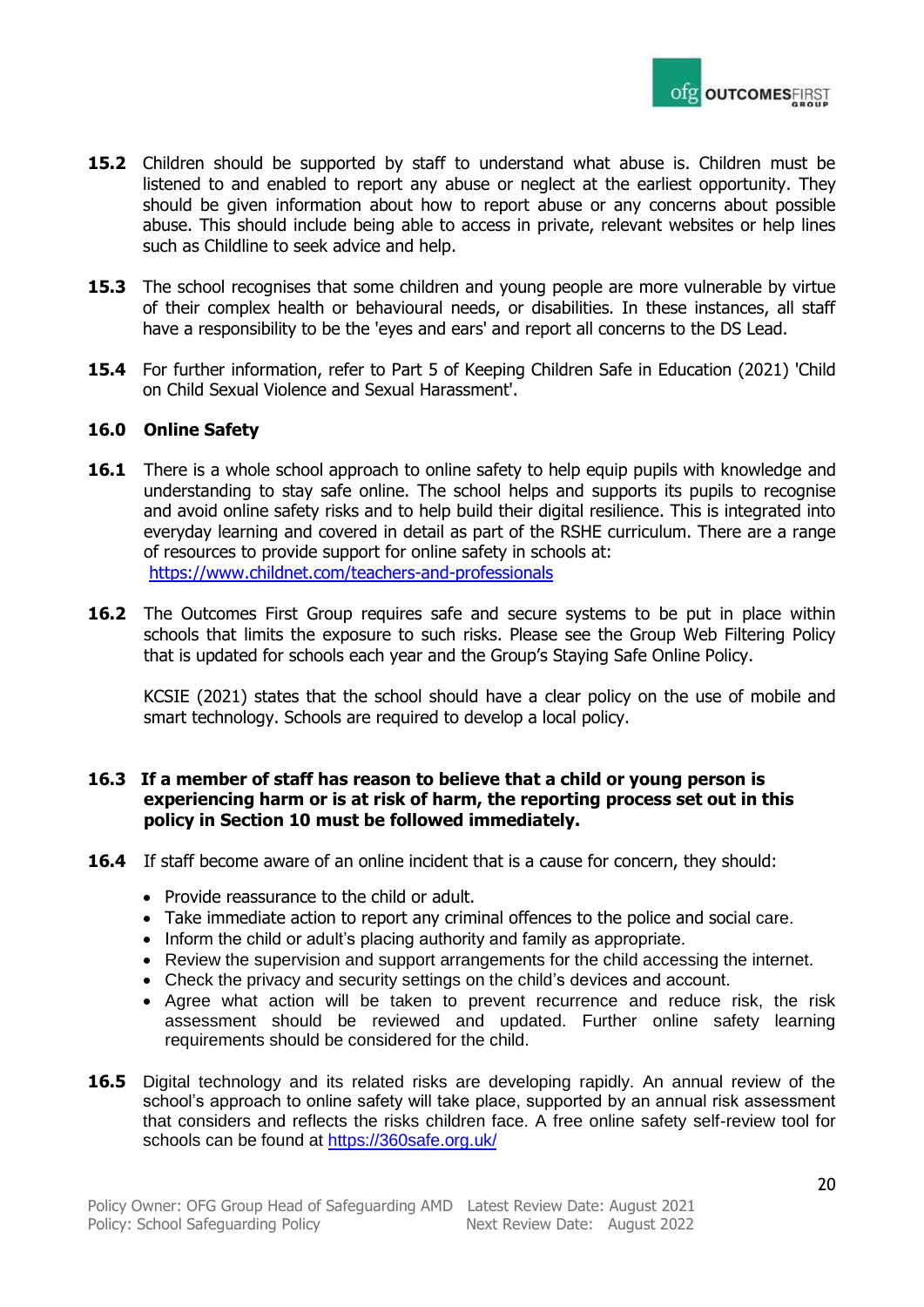**15.2** Children should be supported by staff to understand what abuse is. Children must be listened to and enabled to report any abuse or neglect at the earliest opportunity. They should be given information about how to report abuse or any concerns about possible abuse. This should include being able to access in private, relevant websites or help lines such as Childline to seek advice and help.

**15.3** The school recognises that some children and young people are more vulnerable by virtue of their complex health or behavioural needs, or disabilities. In these instances, all staff have a responsibility to be the 'eyes and ears' and report all concerns to the DS Lead.

**15.4** For further information, refer to Part 5 of Keeping Children Safe in Education (2021) 'Child on Child Sexual Violence and Sexual Harassment'.

## 16.0 Online Safety

**16.1** There is a whole school approach to online safety to help equip pupils with knowledge and understanding to stay safe online. The school helps and supports its pupils to recognise and avoid online safety risks and to help build their digital resilience. This is integrated into everyday learning and covered in detail as part of the RSHE curriculum. There are a range of resources to provide support for online safety in schools at: https://www.childnet.com/teachers-and-professionals

**16.2** The Outcomes First Group requires safe and secure systems to be put in place within schools that limits the exposure to such risks. Please see the Group Web Filtering Policy that is updated for schools each year and the Group's Staying Safe Online Policy.

KCSIE (2021) states that the school should have a clear policy on the use of mobile and smart technology. Schools are required to develop a local policy.

**16.3 If a member of staff has reason to believe that a child or young person is experiencing harm or is at risk of harm, the reporting process set out in this policy in Section 10 must be followed immediately.**

**16.4** If staff become aware of an online incident that is a cause for concern, they should:

- Provide reassurance to the child or adult.
- Take immediate action to report any criminal offences to the police and social care.
- Inform the child or adult's placing authority and family as appropriate.
- Review the supervision and support arrangements for the child accessing the internet.
- Check the privacy and security settings on the child's devices and account.
- Agree what action will be taken to prevent recurrence and reduce risk, the risk assessment should be reviewed and updated. Further online safety learning requirements should be considered for the child.

**16.5** Digital technology and its related risks are developing rapidly. An annual review of the school's approach to online safety will take place, supported by an annual risk assessment that considers and reflects the risks children face. A free online safety self-review tool for schools can be found at https://360safe.org.uk/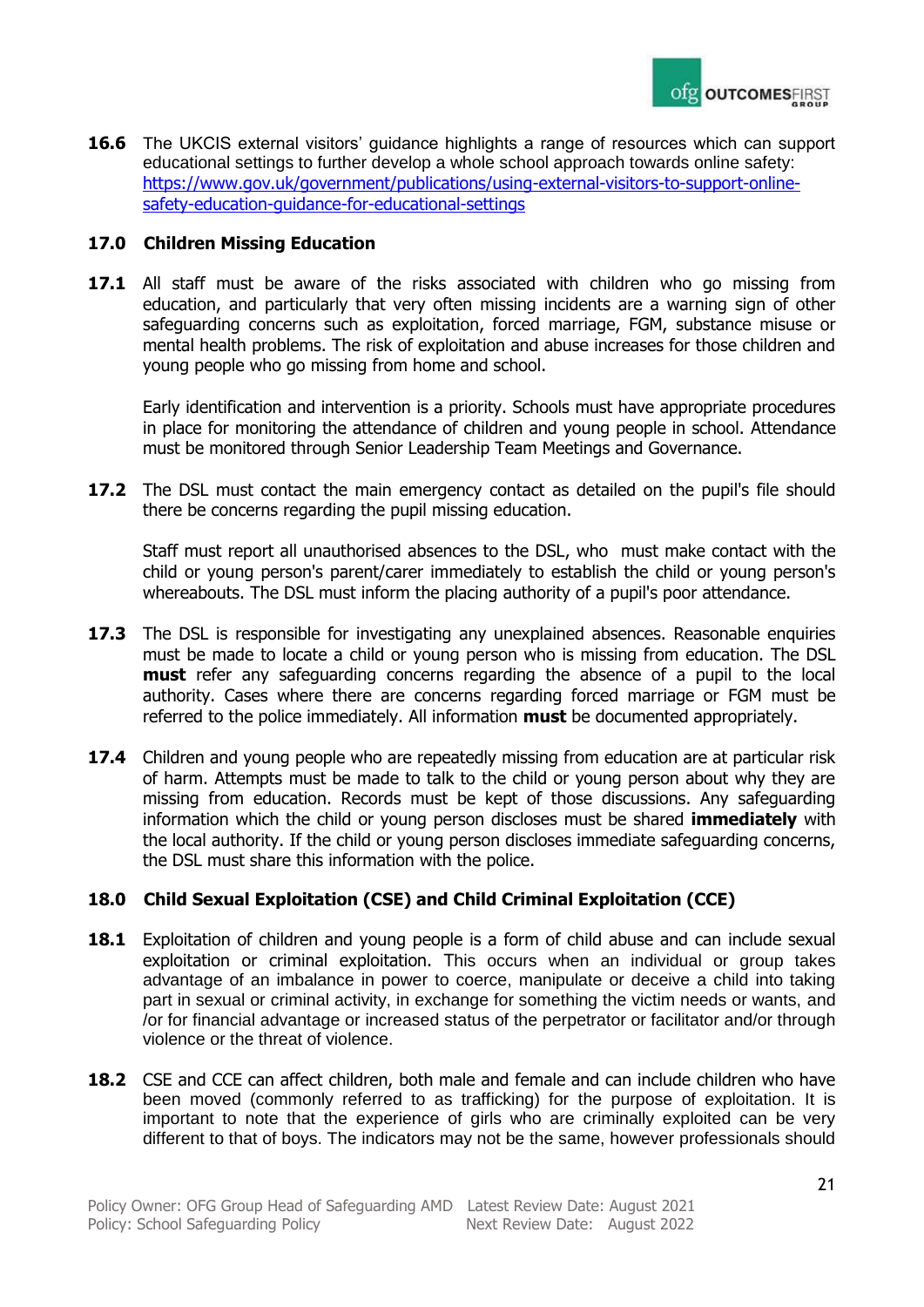**16.6** The UKCIS external visitors' guidance highlights a range of resources which can support educational settings to further develop a whole school approach towards online safety: [https://www.gov.uk/government/publications/using-external-visitors-to-support-online-safety-education-guidance-for-educational-settings](https://www.gov.uk/government/publications/using-external-visitors-to-support-online-safety-education-guidance-for-educational-settings)

## 17.0 Children Missing Education

**17.1** All staff must be aware of the risks associated with children who go missing from education, and particularly that very often missing incidents are a warning sign of other safeguarding concerns such as exploitation, forced marriage, FGM, substance misuse or mental health problems. The risk of exploitation and abuse increases for those children and young people who go missing from home and school.

Early identification and intervention is a priority. Schools must have appropriate procedures in place for monitoring the attendance of children and young people in school. Attendance must be monitored through Senior Leadership Team Meetings and Governance.

**17.2** The DSL must contact the main emergency contact as detailed on the pupil's file should there be concerns regarding the pupil missing education.

Staff must report all unauthorised absences to the DSL, who must make contact with the child or young person's parent/carer immediately to establish the child or young person's whereabouts. The DSL must inform the placing authority of a pupil's poor attendance.

**17.3** The DSL is responsible for investigating any unexplained absences. Reasonable enquiries must be made to locate a child or young person who is missing from education. The DSL **must** refer any safeguarding concerns regarding the absence of a pupil to the local authority. Cases where there are concerns regarding forced marriage or FGM must be referred to the police immediately. All information **must** be documented appropriately.

**17.4** Children and young people who are repeatedly missing from education are at particular risk of harm. Attempts must be made to talk to the child or young person about why they are missing from education. Records must be kept of those discussions. Any safeguarding information which the child or young person discloses must be shared **immediately** with the local authority. If the child or young person discloses immediate safeguarding concerns, the DSL must share this information with the police.

## 18.0 Child Sexual Exploitation (CSE) and Child Criminal Exploitation (CCE)

**18.1** Exploitation of children and young people is a form of child abuse and can include sexual exploitation or criminal exploitation. This occurs when an individual or group takes advantage of an imbalance in power to coerce, manipulate or deceive a child into taking part in sexual or criminal activity, in exchange for something the victim needs or wants, and /or for financial advantage or increased status of the perpetrator or facilitator and/or through violence or the threat of violence.

**18.2** CSE and CCE can affect children, both male and female and can include children who have been moved (commonly referred to as trafficking) for the purpose of exploitation. It is important to note that the experience of girls who are criminally exploited can be very different to that of boys. The indicators may not be the same, however professionals should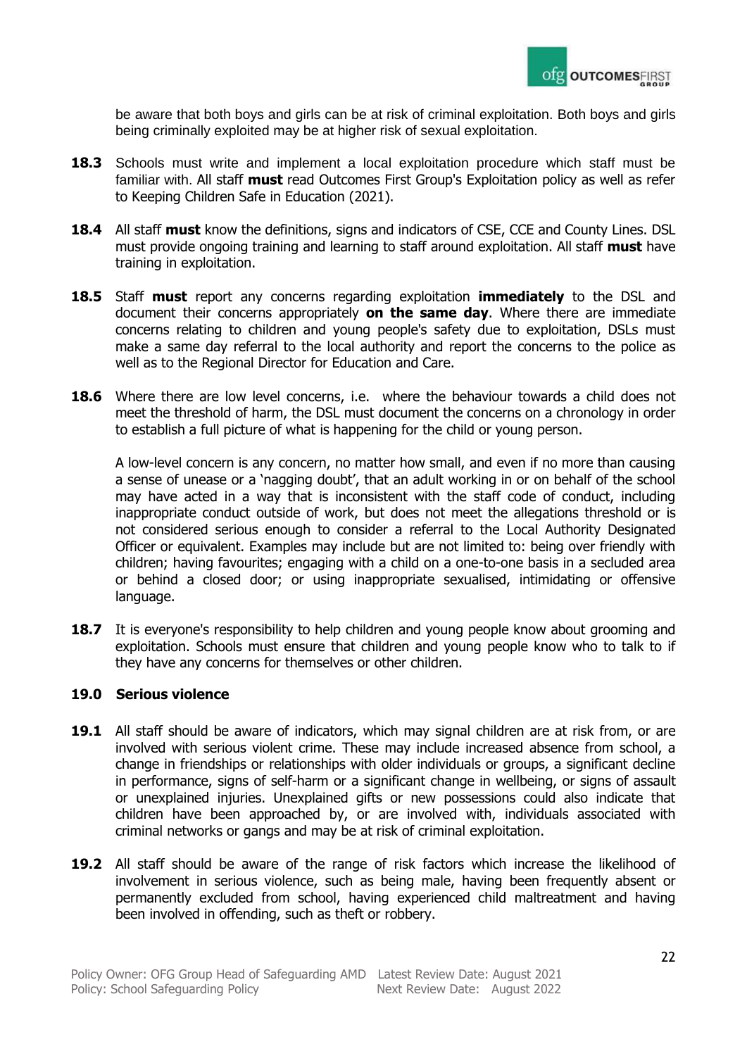be aware that both boys and girls can be at risk of criminal exploitation. Both boys and girls being criminally exploited may be at higher risk of sexual exploitation.

**18.3** Schools must write and implement a local exploitation procedure which staff must be familiar with. All staff **must** read Outcomes First Group's Exploitation policy as well as refer to Keeping Children Safe in Education (2021).

**18.4** All staff **must** know the definitions, signs and indicators of CSE, CCE and County Lines. DSL must provide ongoing training and learning to staff around exploitation. All staff **must** have training in exploitation.

**18.5** Staff **must** report any concerns regarding exploitation **immediately** to the DSL and document their concerns appropriately **on the same day**. Where there are immediate concerns relating to children and young people's safety due to exploitation, DSLs must make a same day referral to the local authority and report the concerns to the police as well as to the Regional Director for Education and Care.

**18.6** Where there are low level concerns, i.e. where the behaviour towards a child does not meet the threshold of harm, the DSL must document the concerns on a chronology in order to establish a full picture of what is happening for the child or young person.

A low-level concern is any concern, no matter how small, and even if no more than causing a sense of unease or a 'nagging doubt', that an adult working in or on behalf of the school may have acted in a way that is inconsistent with the staff code of conduct, including inappropriate conduct outside of work, but does not meet the allegations threshold or is not considered serious enough to consider a referral to the Local Authority Designated Officer or equivalent. Examples may include but are not limited to: being over friendly with children; having favourites; engaging with a child on a one-to-one basis in a secluded area or behind a closed door; or using inappropriate sexualised, intimidating or offensive language.

**18.7** It is everyone's responsibility to help children and young people know about grooming and exploitation. Schools must ensure that children and young people know who to talk to if they have any concerns for themselves or other children.

### 19.0 Serious violence

**19.1** All staff should be aware of indicators, which may signal children are at risk from, or are involved with serious violent crime. These may include increased absence from school, a change in friendships or relationships with older individuals or groups, a significant decline in performance, signs of self-harm or a significant change in wellbeing, or signs of assault or unexplained injuries. Unexplained gifts or new possessions could also indicate that children have been approached by, or are involved with, individuals associated with criminal networks or gangs and may be at risk of criminal exploitation.

**19.2** All staff should be aware of the range of risk factors which increase the likelihood of involvement in serious violence, such as being male, having been frequently absent or permanently excluded from school, having experienced child maltreatment and having been involved in offending, such as theft or robbery.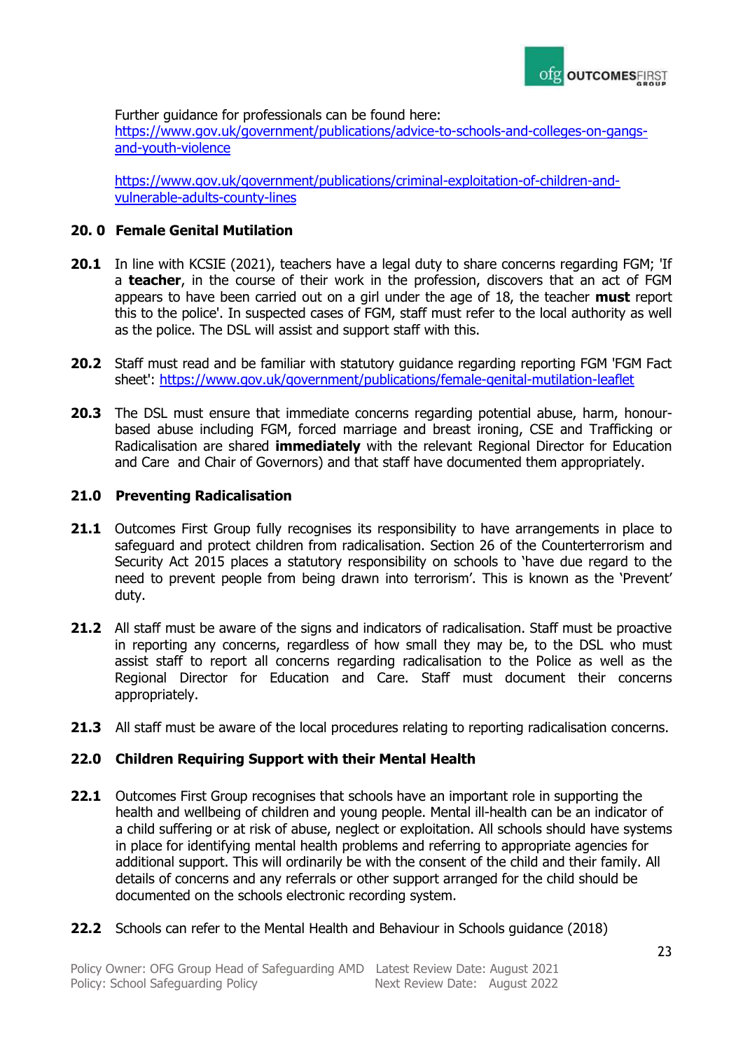Further guidance for professionals can be found here:
https://www.gov.uk/government/publications/advice-to-schools-and-colleges-on-gangs-and-youth-violence

https://www.gov.uk/government/publications/criminal-exploitation-of-children-and-vulnerable-adults-county-lines

## 20.0 Female Genital Mutilation

**20.1** In line with KCSIE (2021), teachers have a legal duty to share concerns regarding FGM; 'If a **teacher**, in the course of their work in the profession, discovers that an act of FGM appears to have been carried out on a girl under the age of 18, the teacher **must** report this to the police'. In suspected cases of FGM, staff must refer to the local authority as well as the police. The DSL will assist and support staff with this.

**20.2** Staff must read and be familiar with statutory guidance regarding reporting FGM 'FGM Fact sheet': https://www.gov.uk/government/publications/female-genital-mutilation-leaflet

**20.3** The DSL must ensure that immediate concerns regarding potential abuse, harm, honour-based abuse including FGM, forced marriage and breast ironing, CSE and Trafficking or Radicalisation are shared **immediately** with the relevant Regional Director for Education and Care and Chair of Governors) and that staff have documented them appropriately.

## 21.0 Preventing Radicalisation

**21.1** Outcomes First Group fully recognises its responsibility to have arrangements in place to safeguard and protect children from radicalisation. Section 26 of the Counterterrorism and Security Act 2015 places a statutory responsibility on schools to 'have due regard to the need to prevent people from being drawn into terrorism'. This is known as the 'Prevent' duty.

**21.2** All staff must be aware of the signs and indicators of radicalisation. Staff must be proactive in reporting any concerns, regardless of how small they may be, to the DSL who must assist staff to report all concerns regarding radicalisation to the Police as well as the Regional Director for Education and Care. Staff must document their concerns appropriately.

**21.3** All staff must be aware of the local procedures relating to reporting radicalisation concerns.

## 22.0 Children Requiring Support with their Mental Health

**22.1** Outcomes First Group recognises that schools have an important role in supporting the health and wellbeing of children and young people. Mental ill-health can be an indicator of a child suffering or at risk of abuse, neglect or exploitation. All schools should have systems in place for identifying mental health problems and referring to appropriate agencies for additional support. This will ordinarily be with the consent of the child and their family. All details of concerns and any referrals or other support arranged for the child should be documented on the schools electronic recording system.

**22.2** Schools can refer to the Mental Health and Behaviour in Schools guidance (2018)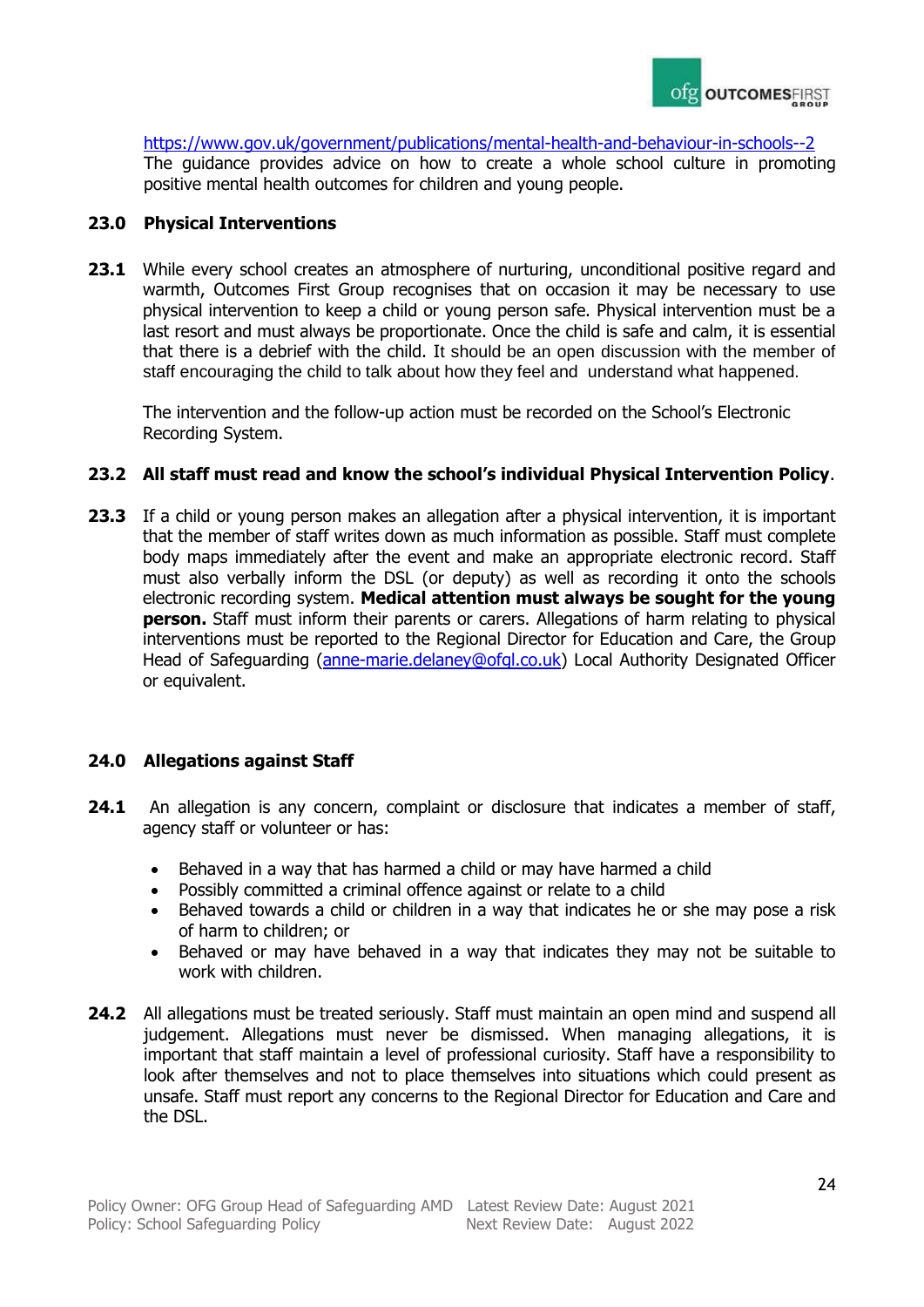https://www.gov.uk/government/publications/mental-health-and-behaviour-in-schools--2
The guidance provides advice on how to create a whole school culture in promoting positive mental health outcomes for children and young people.

## 23.0 Physical Interventions

**23.1** While every school creates an atmosphere of nurturing, unconditional positive regard and warmth, Outcomes First Group recognises that on occasion it may be necessary to use physical intervention to keep a child or young person safe. Physical intervention must be a last resort and must always be proportionate. Once the child is safe and calm, it is essential that there is a debrief with the child. It should be an open discussion with the member of staff encouraging the child to talk about how they feel and understand what happened.

The intervention and the follow-up action must be recorded on the School's Electronic Recording System.

**23.2 All staff must read and know the school's individual Physical Intervention Policy**.

**23.3** If a child or young person makes an allegation after a physical intervention, it is important that the member of staff writes down as much information as possible. Staff must complete body maps immediately after the event and make an appropriate electronic record. Staff must also verbally inform the DSL (or deputy) as well as recording it onto the schools electronic recording system. **Medical attention must always be sought for the young person.** Staff must inform their parents or carers. Allegations of harm relating to physical interventions must be reported to the Regional Director for Education and Care, the Group Head of Safeguarding (anne-marie.delaney@ofgl.co.uk) Local Authority Designated Officer or equivalent.

## 24.0 Allegations against Staff

**24.1** An allegation is any concern, complaint or disclosure that indicates a member of staff, agency staff or volunteer or has:

- Behaved in a way that has harmed a child or may have harmed a child
- Possibly committed a criminal offence against or relate to a child
- Behaved towards a child or children in a way that indicates he or she may pose a risk of harm to children; or
- Behaved or may have behaved in a way that indicates they may not be suitable to work with children.

**24.2** All allegations must be treated seriously. Staff must maintain an open mind and suspend all judgement. Allegations must never be dismissed. When managing allegations, it is important that staff maintain a level of professional curiosity. Staff have a responsibility to look after themselves and not to place themselves into situations which could present as unsafe. Staff must report any concerns to the Regional Director for Education and Care and the DSL.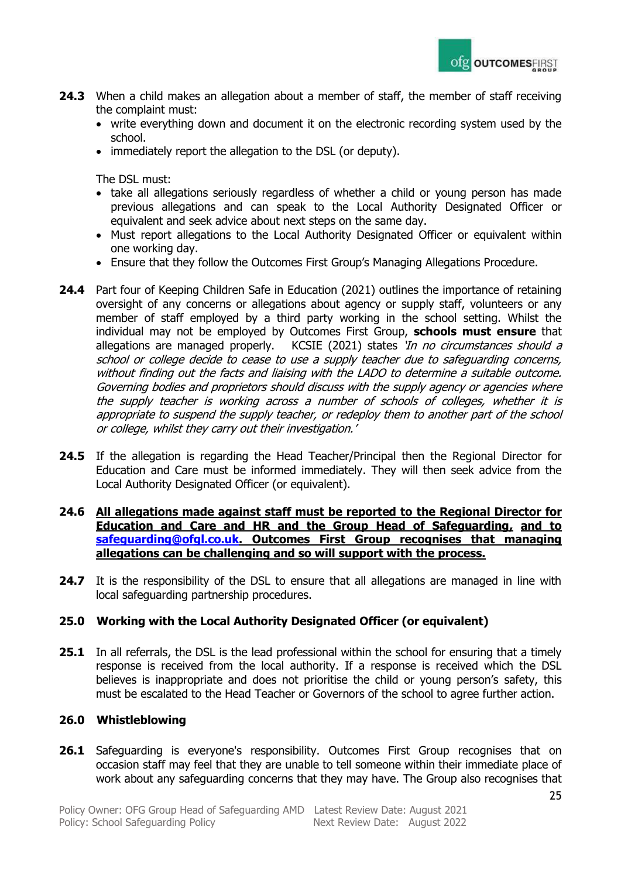**24.3** When a child makes an allegation about a member of staff, the member of staff receiving the complaint must:

- write everything down and document it on the electronic recording system used by the school.
- immediately report the allegation to the DSL (or deputy).

The DSL must:

- take all allegations seriously regardless of whether a child or young person has made previous allegations and can speak to the Local Authority Designated Officer or equivalent and seek advice about next steps on the same day.
- Must report allegations to the Local Authority Designated Officer or equivalent within one working day.
- Ensure that they follow the Outcomes First Group's Managing Allegations Procedure.

**24.4** Part four of Keeping Children Safe in Education (2021) outlines the importance of retaining oversight of any concerns or allegations about agency or supply staff, volunteers or any member of staff employed by a third party working in the school setting. Whilst the individual may not be employed by Outcomes First Group, **schools must ensure** that allegations are managed properly. KCSIE (2021) states *'In no circumstances should a school or college decide to cease to use a supply teacher due to safeguarding concerns, without finding out the facts and liaising with the LADO to determine a suitable outcome. Governing bodies and proprietors should discuss with the supply agency or agencies where the supply teacher is working across a number of schools of colleges, whether it is appropriate to suspend the supply teacher, or redeploy them to another part of the school or college, whilst they carry out their investigation.'*

**24.5** If the allegation is regarding the Head Teacher/Principal then the Regional Director for Education and Care must be informed immediately. They will then seek advice from the Local Authority Designated Officer (or equivalent).

**24.6** **<u>All allegations made against staff must be reported to the Regional Director for Education and Care and HR and the Group Head of Safeguarding, and to safeguarding@ofgl.co.uk. Outcomes First Group recognises that managing allegations can be challenging and so will support with the process.</u>**

**24.7** It is the responsibility of the DSL to ensure that all allegations are managed in line with local safeguarding partnership procedures.

## 25.0 Working with the Local Authority Designated Officer (or equivalent)

**25.1** In all referrals, the DSL is the lead professional within the school for ensuring that a timely response is received from the local authority. If a response is received which the DSL believes is inappropriate and does not prioritise the child or young person's safety, this must be escalated to the Head Teacher or Governors of the school to agree further action.

## 26.0 Whistleblowing

**26.1** Safeguarding is everyone's responsibility. Outcomes First Group recognises that on occasion staff may feel that they are unable to tell someone within their immediate place of work about any safeguarding concerns that they may have. The Group also recognises that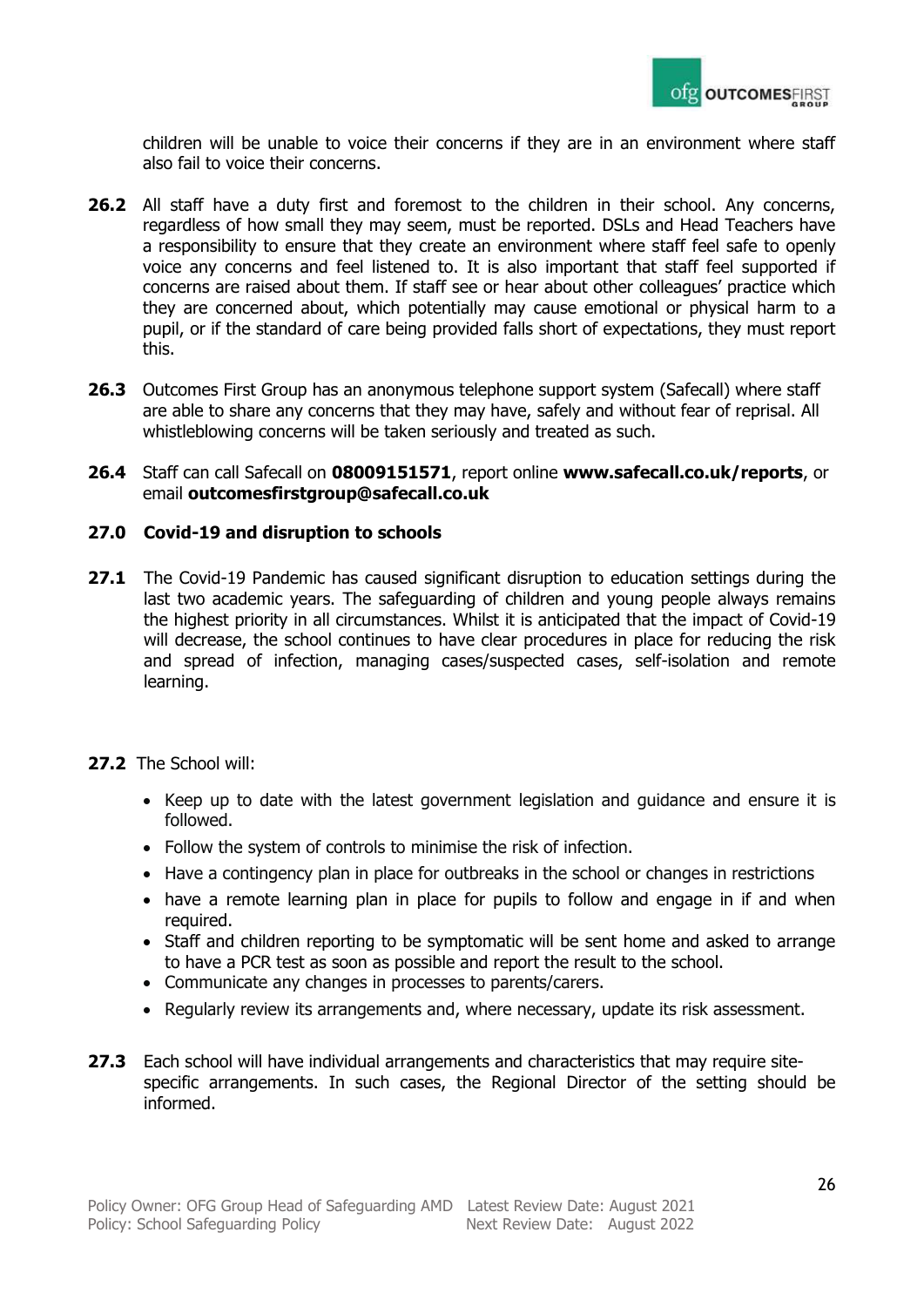children will be unable to voice their concerns if they are in an environment where staff also fail to voice their concerns.

**26.2** All staff have a duty first and foremost to the children in their school. Any concerns, regardless of how small they may seem, must be reported. DSLs and Head Teachers have a responsibility to ensure that they create an environment where staff feel safe to openly voice any concerns and feel listened to. It is also important that staff feel supported if concerns are raised about them. If staff see or hear about other colleagues' practice which they are concerned about, which potentially may cause emotional or physical harm to a pupil, or if the standard of care being provided falls short of expectations, they must report this.

**26.3** Outcomes First Group has an anonymous telephone support system (Safecall) where staff are able to share any concerns that they may have, safely and without fear of reprisal. All whistleblowing concerns will be taken seriously and treated as such.

**26.4** Staff can call Safecall on **08009151571**, report online **www.safecall.co.uk/reports**, or email **outcomesfirstgroup@safecall.co.uk**

## 27.0 Covid-19 and disruption to schools

**27.1** The Covid-19 Pandemic has caused significant disruption to education settings during the last two academic years. The safeguarding of children and young people always remains the highest priority in all circumstances. Whilst it is anticipated that the impact of Covid-19 will decrease, the school continues to have clear procedures in place for reducing the risk and spread of infection, managing cases/suspected cases, self-isolation and remote learning.

**27.2** The School will:

- Keep up to date with the latest government legislation and guidance and ensure it is followed.
- Follow the system of controls to minimise the risk of infection.
- Have a contingency plan in place for outbreaks in the school or changes in restrictions
- have a remote learning plan in place for pupils to follow and engage in if and when required.
- Staff and children reporting to be symptomatic will be sent home and asked to arrange to have a PCR test as soon as possible and report the result to the school.
- Communicate any changes in processes to parents/carers.
- Regularly review its arrangements and, where necessary, update its risk assessment.

**27.3** Each school will have individual arrangements and characteristics that may require site-specific arrangements. In such cases, the Regional Director of the setting should be informed.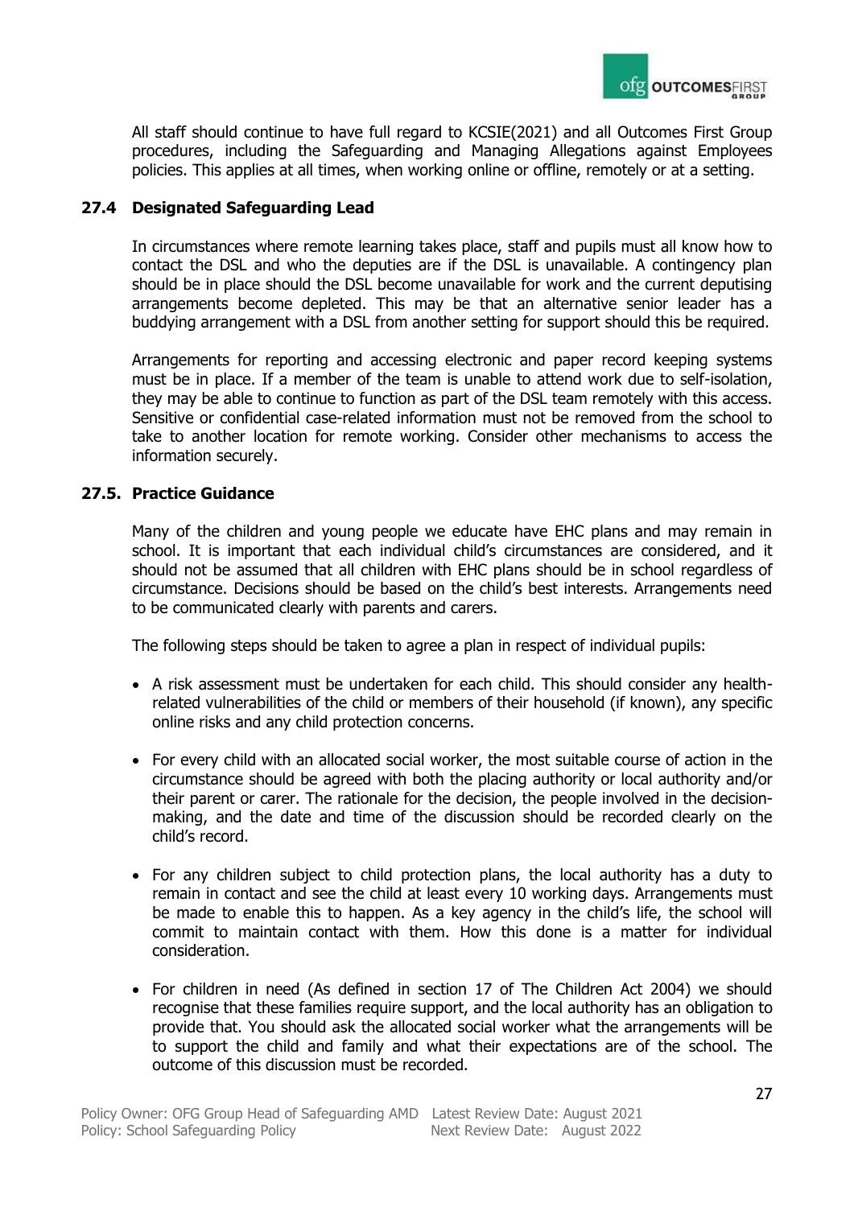All staff should continue to have full regard to KCSIE(2021) and all Outcomes First Group procedures, including the Safeguarding and Managing Allegations against Employees policies. This applies at all times, when working online or offline, remotely or at a setting.

### 27.4 Designated Safeguarding Lead

In circumstances where remote learning takes place, staff and pupils must all know how to contact the DSL and who the deputies are if the DSL is unavailable. A contingency plan should be in place should the DSL become unavailable for work and the current deputising arrangements become depleted. This may be that an alternative senior leader has a buddying arrangement with a DSL from another setting for support should this be required.

Arrangements for reporting and accessing electronic and paper record keeping systems must be in place. If a member of the team is unable to attend work due to self-isolation, they may be able to continue to function as part of the DSL team remotely with this access. Sensitive or confidential case-related information must not be removed from the school to take to another location for remote working. Consider other mechanisms to access the information securely.

### 27.5. Practice Guidance

Many of the children and young people we educate have EHC plans and may remain in school. It is important that each individual child's circumstances are considered, and it should not be assumed that all children with EHC plans should be in school regardless of circumstance. Decisions should be based on the child's best interests. Arrangements need to be communicated clearly with parents and carers.

The following steps should be taken to agree a plan in respect of individual pupils:

- A risk assessment must be undertaken for each child. This should consider any health-related vulnerabilities of the child or members of their household (if known), any specific online risks and any child protection concerns.
- For every child with an allocated social worker, the most suitable course of action in the circumstance should be agreed with both the placing authority or local authority and/or their parent or carer. The rationale for the decision, the people involved in the decision-making, and the date and time of the discussion should be recorded clearly on the child's record.
- For any children subject to child protection plans, the local authority has a duty to remain in contact and see the child at least every 10 working days. Arrangements must be made to enable this to happen. As a key agency in the child's life, the school will commit to maintain contact with them. How this done is a matter for individual consideration.
- For children in need (As defined in section 17 of The Children Act 2004) we should recognise that these families require support, and the local authority has an obligation to provide that. You should ask the allocated social worker what the arrangements will be to support the child and family and what their expectations are of the school. The outcome of this discussion must be recorded.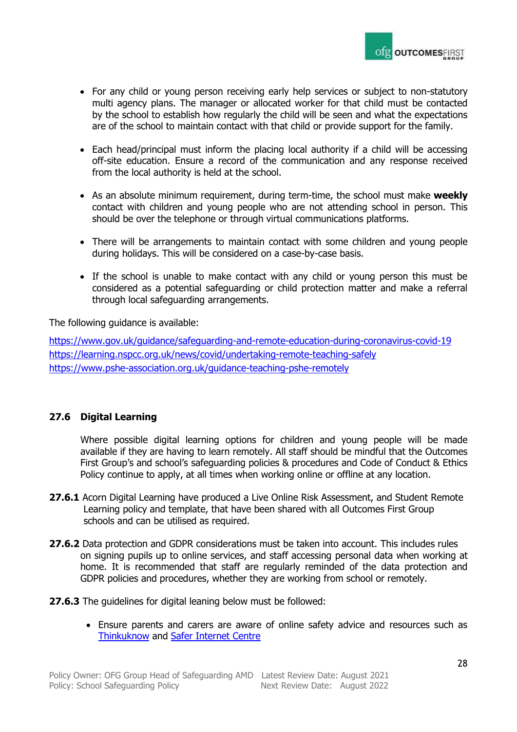- For any child or young person receiving early help services or subject to non-statutory multi agency plans. The manager or allocated worker for that child must be contacted by the school to establish how regularly the child will be seen and what the expectations are of the school to maintain contact with that child or provide support for the family.

- Each head/principal must inform the placing local authority if a child will be accessing off-site education. Ensure a record of the communication and any response received from the local authority is held at the school.

- As an absolute minimum requirement, during term-time, the school must make **weekly** contact with children and young people who are not attending school in person. This should be over the telephone or through virtual communications platforms.

- There will be arrangements to maintain contact with some children and young people during holidays. This will be considered on a case-by-case basis.

- If the school is unable to make contact with any child or young person this must be considered as a potential safeguarding or child protection matter and make a referral through local safeguarding arrangements.

The following guidance is available:

https://www.gov.uk/guidance/safeguarding-and-remote-education-during-coronavirus-covid-19
https://learning.nspcc.org.uk/news/covid/undertaking-remote-teaching-safely
https://www.pshe-association.org.uk/guidance-teaching-pshe-remotely

### 27.6 Digital Learning

Where possible digital learning options for children and young people will be made available if they are having to learn remotely. All staff should be mindful that the Outcomes First Group's and school's safeguarding policies & procedures and Code of Conduct & Ethics Policy continue to apply, at all times when working online or offline at any location.

**27.6.1** Acorn Digital Learning have produced a Live Online Risk Assessment, and Student Remote Learning policy and template, that have been shared with all Outcomes First Group schools and can be utilised as required.

**27.6.2** Data protection and GDPR considerations must be taken into account. This includes rules on signing pupils up to online services, and staff accessing personal data when working at home. It is recommended that staff are regularly reminded of the data protection and GDPR policies and procedures, whether they are working from school or remotely.

**27.6.3** The guidelines for digital leaning below must be followed:

- Ensure parents and carers are aware of online safety advice and resources such as Thinkuknow and Safer Internet Centre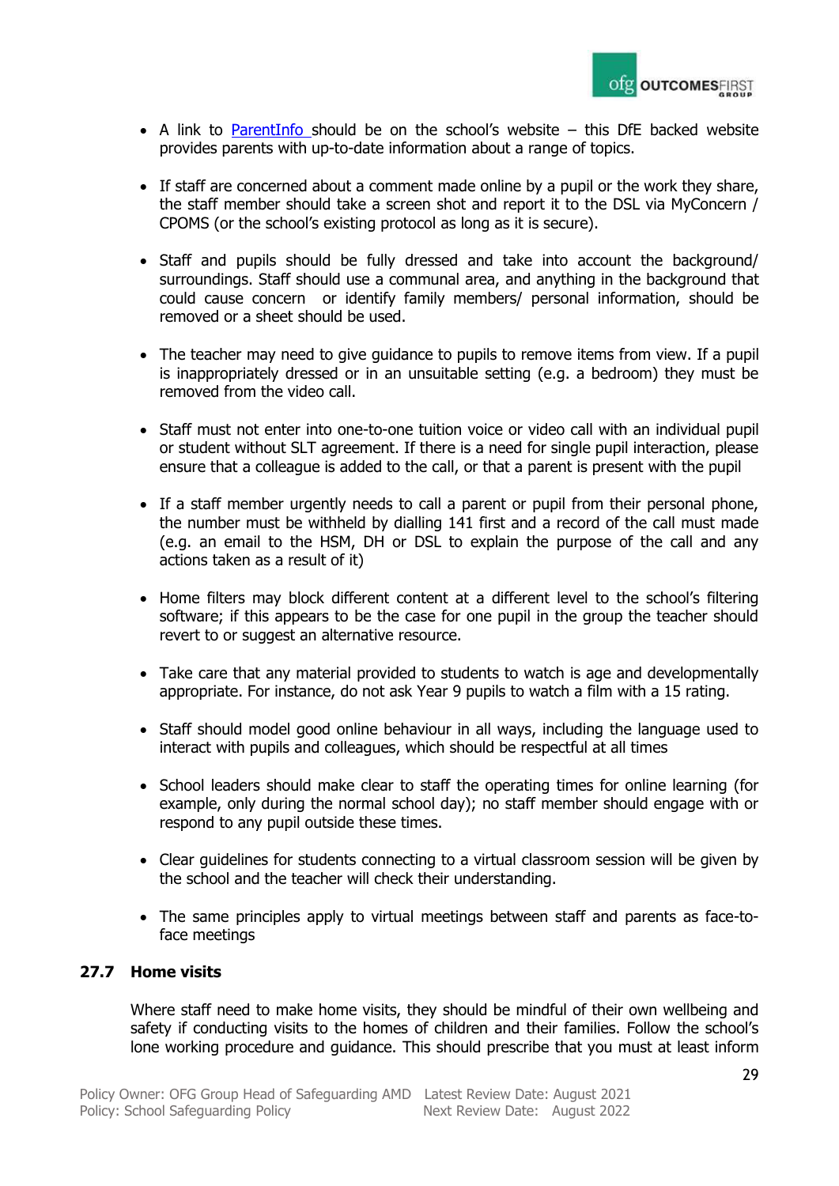- A link to [ParentInfo](ParentInfo) should be on the school's website – this DfE backed website provides parents with up-to-date information about a range of topics.

- If staff are concerned about a comment made online by a pupil or the work they share, the staff member should take a screen shot and report it to the DSL via MyConcern / CPOMS (or the school's existing protocol as long as it is secure).

- Staff and pupils should be fully dressed and take into account the background/ surroundings. Staff should use a communal area, and anything in the background that could cause concern or identify family members/ personal information, should be removed or a sheet should be used.

- The teacher may need to give guidance to pupils to remove items from view. If a pupil is inappropriately dressed or in an unsuitable setting (e.g. a bedroom) they must be removed from the video call.

- Staff must not enter into one-to-one tuition voice or video call with an individual pupil or student without SLT agreement. If there is a need for single pupil interaction, please ensure that a colleague is added to the call, or that a parent is present with the pupil

- If a staff member urgently needs to call a parent or pupil from their personal phone, the number must be withheld by dialling 141 first and a record of the call must made (e.g. an email to the HSM, DH or DSL to explain the purpose of the call and any actions taken as a result of it)

- Home filters may block different content at a different level to the school's filtering software; if this appears to be the case for one pupil in the group the teacher should revert to or suggest an alternative resource.

- Take care that any material provided to students to watch is age and developmentally appropriate. For instance, do not ask Year 9 pupils to watch a film with a 15 rating.

- Staff should model good online behaviour in all ways, including the language used to interact with pupils and colleagues, which should be respectful at all times

- School leaders should make clear to staff the operating times for online learning (for example, only during the normal school day); no staff member should engage with or respond to any pupil outside these times.

- Clear guidelines for students connecting to a virtual classroom session will be given by the school and the teacher will check their understanding.

- The same principles apply to virtual meetings between staff and parents as face-to-face meetings

### 27.7 Home visits

Where staff need to make home visits, they should be mindful of their own wellbeing and safety if conducting visits to the homes of children and their families. Follow the school's lone working procedure and guidance. This should prescribe that you must at least inform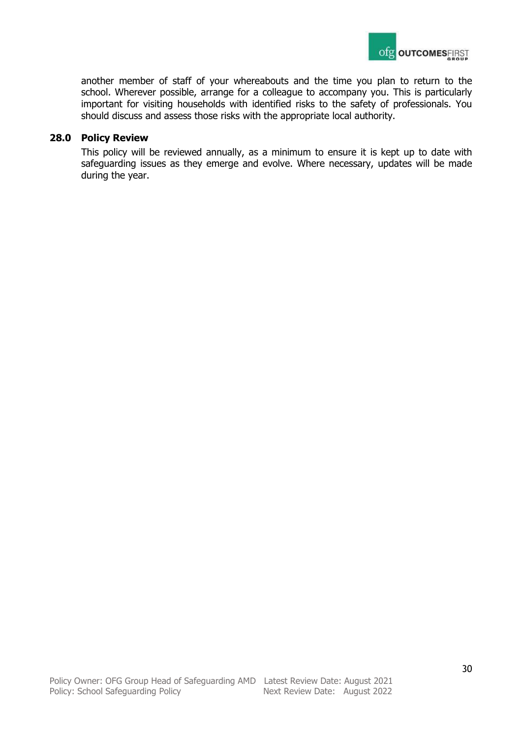another member of staff of your whereabouts and the time you plan to return to the school. Wherever possible, arrange for a colleague to accompany you. This is particularly important for visiting households with identified risks to the safety of professionals. You should discuss and assess those risks with the appropriate local authority.

## 28.0 Policy Review

This policy will be reviewed annually, as a minimum to ensure it is kept up to date with safeguarding issues as they emerge and evolve. Where necessary, updates will be made during the year.